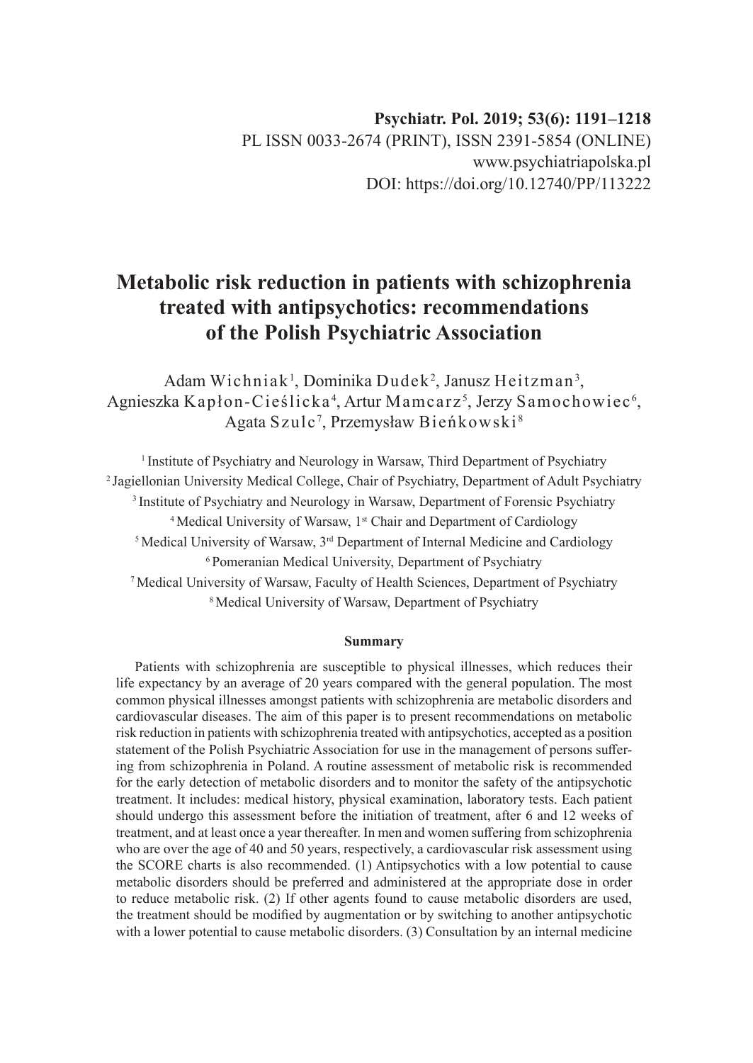Psychiatr. Pol. 2019; 53(6): 1191–1218

PL ISSN 0033-2674 (PRINT), ISSN 2391-5854 (ONLINE)

www.psychiatriapolska.pl

DOI: https://doi.org/10.12740/PP/113222

# Metabolic risk reduction in patients with schizophrenia treated with antipsychotics: recommendations of the Polish Psychiatric Association

Adam Wichniak[1], Dominika Dudek[2], Janusz Heitzman[3], Agnieszka Kapłon-Cieślicka[4], Artur Mamcarz[5], Jerzy Samochowiec[6], Agata Szulc[7], Przemysław Bieńkowski[8]

[1] Institute of Psychiatry and Neurology in Warsaw, Third Department of Psychiatry

[2] Jagiellonian University Medical College, Chair of Psychiatry, Department of Adult Psychiatry

[3] Institute of Psychiatry and Neurology in Warsaw, Department of Forensic Psychiatry

[4] Medical University of Warsaw, 1st Chair and Department of Cardiology

[5] Medical University of Warsaw, 3rd Department of Internal Medicine and Cardiology

[6] Pomeranian Medical University, Department of Psychiatry

[7] Medical University of Warsaw, Faculty of Health Sciences, Department of Psychiatry

[8] Medical University of Warsaw, Department of Psychiatry

### Summary

Patients with schizophrenia are susceptible to physical illnesses, which reduces their life expectancy by an average of 20 years compared with the general population. The most common physical illnesses amongst patients with schizophrenia are metabolic disorders and cardiovascular diseases. The aim of this paper is to present recommendations on metabolic risk reduction in patients with schizophrenia treated with antipsychotics, accepted as a position statement of the Polish Psychiatric Association for use in the management of persons suffering from schizophrenia in Poland. A routine assessment of metabolic risk is recommended for the early detection of metabolic disorders and to monitor the safety of the antipsychotic treatment. It includes: medical history, physical examination, laboratory tests. Each patient should undergo this assessment before the initiation of treatment, after 6 and 12 weeks of treatment, and at least once a year thereafter. In men and women suffering from schizophrenia who are over the age of 40 and 50 years, respectively, a cardiovascular risk assessment using the SCORE charts is also recommended. (1) Antipsychotics with a low potential to cause metabolic disorders should be preferred and administered at the appropriate dose in order to reduce metabolic risk. (2) If other agents found to cause metabolic disorders are used, the treatment should be modified by augmentation or by switching to another antipsychotic with a lower potential to cause metabolic disorders. (3) Consultation by an internal medicine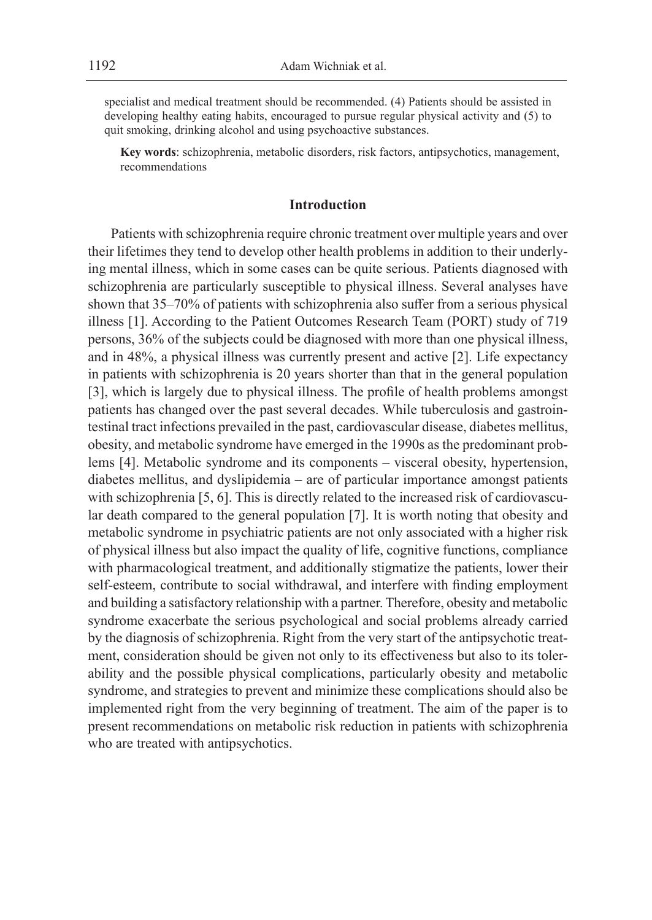specialist and medical treatment should be recommended. (4) Patients should be assisted in developing healthy eating habits, encouraged to pursue regular physical activity and (5) to quit smoking, drinking alcohol and using psychoactive substances.

**Key words**: schizophrenia, metabolic disorders, risk factors, antipsychotics, management, recommendations

## Introduction

Patients with schizophrenia require chronic treatment over multiple years and over their lifetimes they tend to develop other health problems in addition to their underlying mental illness, which in some cases can be quite serious. Patients diagnosed with schizophrenia are particularly susceptible to physical illness. Several analyses have shown that 35–70% of patients with schizophrenia also suffer from a serious physical illness [1]. According to the Patient Outcomes Research Team (PORT) study of 719 persons, 36% of the subjects could be diagnosed with more than one physical illness, and in 48%, a physical illness was currently present and active [2]. Life expectancy in patients with schizophrenia is 20 years shorter than that in the general population [3], which is largely due to physical illness. The profile of health problems amongst patients has changed over the past several decades. While tuberculosis and gastrointestinal tract infections prevailed in the past, cardiovascular disease, diabetes mellitus, obesity, and metabolic syndrome have emerged in the 1990s as the predominant problems [4]. Metabolic syndrome and its components – visceral obesity, hypertension, diabetes mellitus, and dyslipidemia – are of particular importance amongst patients with schizophrenia [5, 6]. This is directly related to the increased risk of cardiovascular death compared to the general population [7]. It is worth noting that obesity and metabolic syndrome in psychiatric patients are not only associated with a higher risk of physical illness but also impact the quality of life, cognitive functions, compliance with pharmacological treatment, and additionally stigmatize the patients, lower their self-esteem, contribute to social withdrawal, and interfere with finding employment and building a satisfactory relationship with a partner. Therefore, obesity and metabolic syndrome exacerbate the serious psychological and social problems already carried by the diagnosis of schizophrenia. Right from the very start of the antipsychotic treatment, consideration should be given not only to its effectiveness but also to its tolerability and the possible physical complications, particularly obesity and metabolic syndrome, and strategies to prevent and minimize these complications should also be implemented right from the very beginning of treatment. The aim of the paper is to present recommendations on metabolic risk reduction in patients with schizophrenia who are treated with antipsychotics.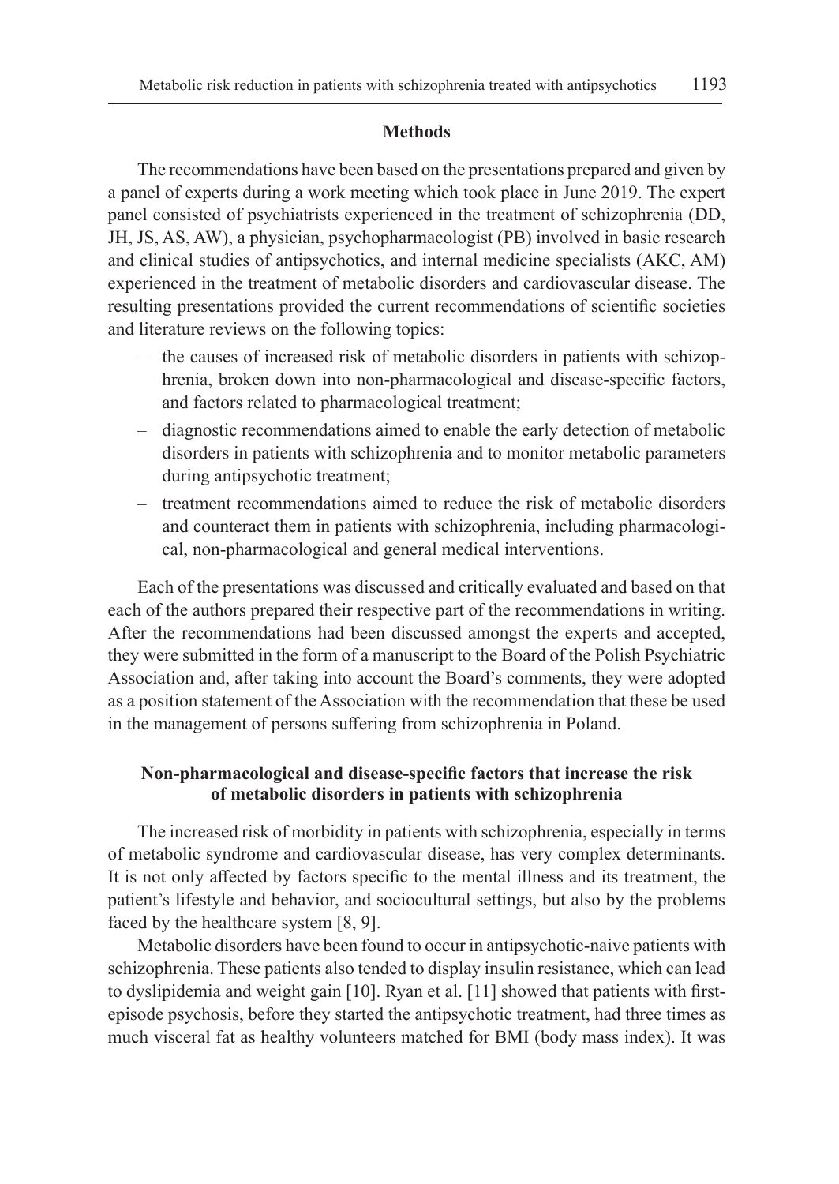## Methods

The recommendations have been based on the presentations prepared and given by a panel of experts during a work meeting which took place in June 2019. The expert panel consisted of psychiatrists experienced in the treatment of schizophrenia (DD, JH, JS, AS, AW), a physician, psychopharmacologist (PB) involved in basic research and clinical studies of antipsychotics, and internal medicine specialists (AKC, AM) experienced in the treatment of metabolic disorders and cardiovascular disease. The resulting presentations provided the current recommendations of scientific societies and literature reviews on the following topics:

– the causes of increased risk of metabolic disorders in patients with schizophrenia, broken down into non-pharmacological and disease-specific factors, and factors related to pharmacological treatment;

– diagnostic recommendations aimed to enable the early detection of metabolic disorders in patients with schizophrenia and to monitor metabolic parameters during antipsychotic treatment;

– treatment recommendations aimed to reduce the risk of metabolic disorders and counteract them in patients with schizophrenia, including pharmacological, non-pharmacological and general medical interventions.

Each of the presentations was discussed and critically evaluated and based on that each of the authors prepared their respective part of the recommendations in writing. After the recommendations had been discussed amongst the experts and accepted, they were submitted in the form of a manuscript to the Board of the Polish Psychiatric Association and, after taking into account the Board's comments, they were adopted as a position statement of the Association with the recommendation that these be used in the management of persons suffering from schizophrenia in Poland.

## Non-pharmacological and disease-specific factors that increase the risk of metabolic disorders in patients with schizophrenia

The increased risk of morbidity in patients with schizophrenia, especially in terms of metabolic syndrome and cardiovascular disease, has very complex determinants. It is not only affected by factors specific to the mental illness and its treatment, the patient's lifestyle and behavior, and sociocultural settings, but also by the problems faced by the healthcare system [8, 9].

Metabolic disorders have been found to occur in antipsychotic-naive patients with schizophrenia. These patients also tended to display insulin resistance, which can lead to dyslipidemia and weight gain [10]. Ryan et al. [11] showed that patients with first-episode psychosis, before they started the antipsychotic treatment, had three times as much visceral fat as healthy volunteers matched for BMI (body mass index). It was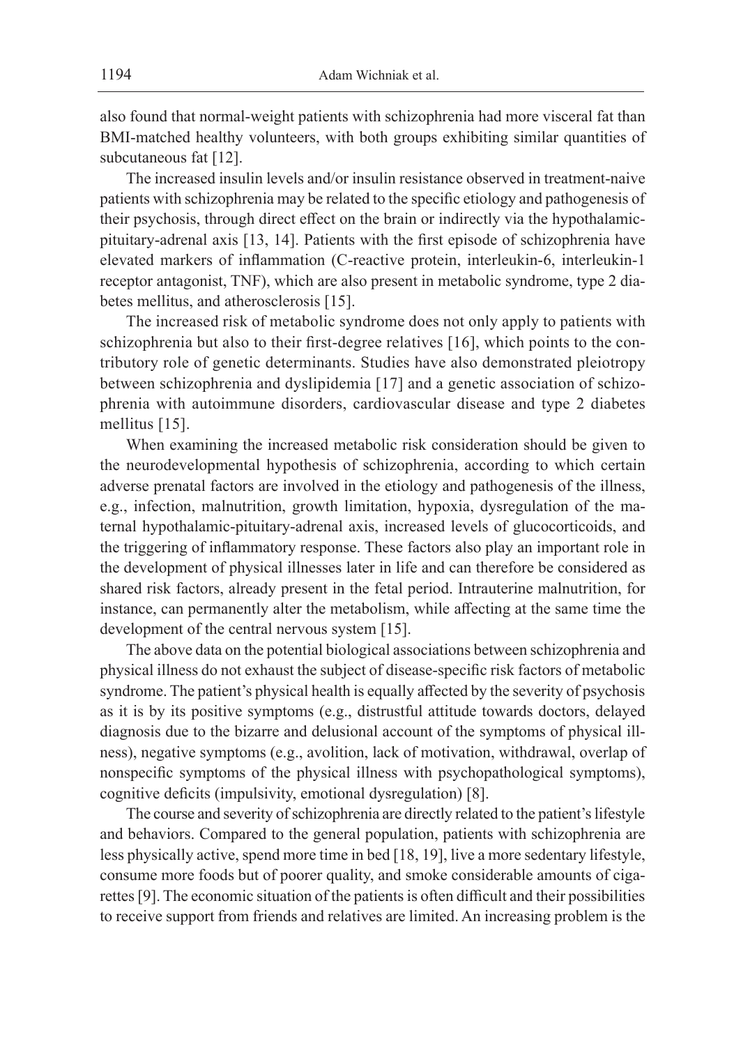also found that normal-weight patients with schizophrenia had more visceral fat than BMI-matched healthy volunteers, with both groups exhibiting similar quantities of subcutaneous fat [12].

The increased insulin levels and/or insulin resistance observed in treatment-naive patients with schizophrenia may be related to the specific etiology and pathogenesis of their psychosis, through direct effect on the brain or indirectly via the hypothalamic-pituitary-adrenal axis [13, 14]. Patients with the first episode of schizophrenia have elevated markers of inflammation (C-reactive protein, interleukin-6, interleukin-1 receptor antagonist, TNF), which are also present in metabolic syndrome, type 2 diabetes mellitus, and atherosclerosis [15].

The increased risk of metabolic syndrome does not only apply to patients with schizophrenia but also to their first-degree relatives [16], which points to the contributory role of genetic determinants. Studies have also demonstrated pleiotropy between schizophrenia and dyslipidemia [17] and a genetic association of schizophrenia with autoimmune disorders, cardiovascular disease and type 2 diabetes mellitus [15].

When examining the increased metabolic risk consideration should be given to the neurodevelopmental hypothesis of schizophrenia, according to which certain adverse prenatal factors are involved in the etiology and pathogenesis of the illness, e.g., infection, malnutrition, growth limitation, hypoxia, dysregulation of the maternal hypothalamic-pituitary-adrenal axis, increased levels of glucocorticoids, and the triggering of inflammatory response. These factors also play an important role in the development of physical illnesses later in life and can therefore be considered as shared risk factors, already present in the fetal period. Intrauterine malnutrition, for instance, can permanently alter the metabolism, while affecting at the same time the development of the central nervous system [15].

The above data on the potential biological associations between schizophrenia and physical illness do not exhaust the subject of disease-specific risk factors of metabolic syndrome. The patient's physical health is equally affected by the severity of psychosis as it is by its positive symptoms (e.g., distrustful attitude towards doctors, delayed diagnosis due to the bizarre and delusional account of the symptoms of physical illness), negative symptoms (e.g., avolition, lack of motivation, withdrawal, overlap of nonspecific symptoms of the physical illness with psychopathological symptoms), cognitive deficits (impulsivity, emotional dysregulation) [8].

The course and severity of schizophrenia are directly related to the patient's lifestyle and behaviors. Compared to the general population, patients with schizophrenia are less physically active, spend more time in bed [18, 19], live a more sedentary lifestyle, consume more foods but of poorer quality, and smoke considerable amounts of cigarettes [9]. The economic situation of the patients is often difficult and their possibilities to receive support from friends and relatives are limited. An increasing problem is the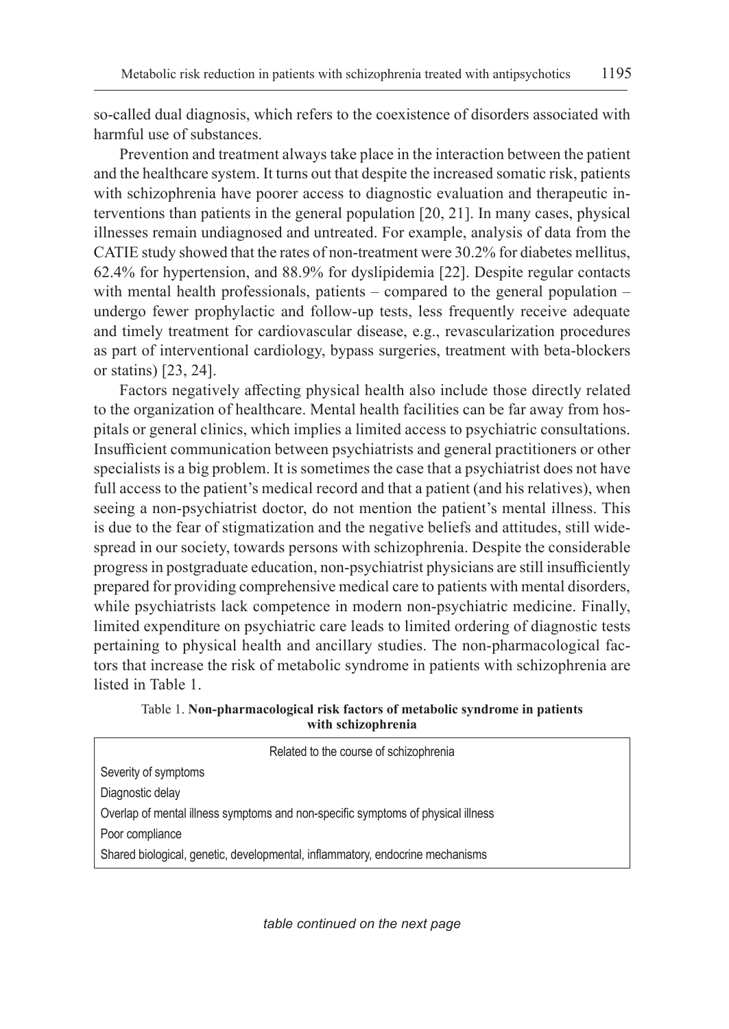so-called dual diagnosis, which refers to the coexistence of disorders associated with harmful use of substances.

Prevention and treatment always take place in the interaction between the patient and the healthcare system. It turns out that despite the increased somatic risk, patients with schizophrenia have poorer access to diagnostic evaluation and therapeutic interventions than patients in the general population [20, 21]. In many cases, physical illnesses remain undiagnosed and untreated. For example, analysis of data from the CATIE study showed that the rates of non-treatment were 30.2% for diabetes mellitus, 62.4% for hypertension, and 88.9% for dyslipidemia [22]. Despite regular contacts with mental health professionals, patients – compared to the general population – undergo fewer prophylactic and follow-up tests, less frequently receive adequate and timely treatment for cardiovascular disease, e.g., revascularization procedures as part of interventional cardiology, bypass surgeries, treatment with beta-blockers or statins) [23, 24].

Factors negatively affecting physical health also include those directly related to the organization of healthcare. Mental health facilities can be far away from hospitals or general clinics, which implies a limited access to psychiatric consultations. Insufficient communication between psychiatrists and general practitioners or other specialists is a big problem. It is sometimes the case that a psychiatrist does not have full access to the patient's medical record and that a patient (and his relatives), when seeing a non-psychiatrist doctor, do not mention the patient's mental illness. This is due to the fear of stigmatization and the negative beliefs and attitudes, still widespread in our society, towards persons with schizophrenia. Despite the considerable progress in postgraduate education, non-psychiatrist physicians are still insufficiently prepared for providing comprehensive medical care to patients with mental disorders, while psychiatrists lack competence in modern non-psychiatric medicine. Finally, limited expenditure on psychiatric care leads to limited ordering of diagnostic tests pertaining to physical health and ancillary studies. The non-pharmacological factors that increase the risk of metabolic syndrome in patients with schizophrenia are listed in Table 1.

Table 1. **Non-pharmacological risk factors of metabolic syndrome in patients with schizophrenia**

| Related to the course of schizophrenia |
|---|
| Severity of symptoms |
| Diagnostic delay |
| Overlap of mental illness symptoms and non-specific symptoms of physical illness |
| Poor compliance |
| Shared biological, genetic, developmental, inflammatory, endocrine mechanisms |

*table continued on the next page*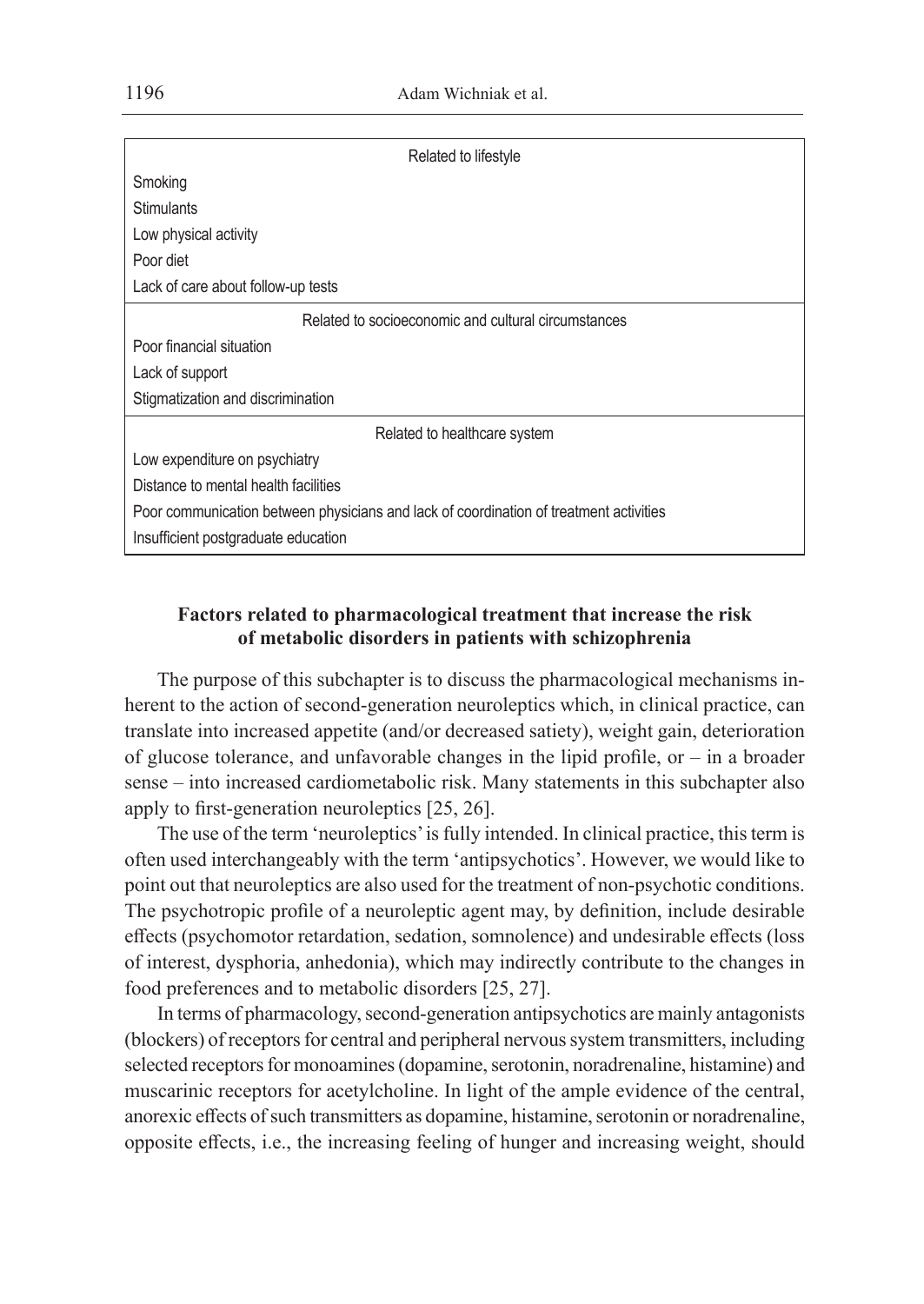| |
|---|
| Related to lifestyle |
| Smoking |
| Stimulants |
| Low physical activity |
| Poor diet |
| Lack of care about follow-up tests |
| Related to socioeconomic and cultural circumstances |
| Poor financial situation |
| Lack of support |
| Stigmatization and discrimination |
| Related to healthcare system |
| Low expenditure on psychiatry |
| Distance to mental health facilities |
| Poor communication between physicians and lack of coordination of treatment activities |
| Insufficient postgraduate education |

### Factors related to pharmacological treatment that increase the risk of metabolic disorders in patients with schizophrenia

The purpose of this subchapter is to discuss the pharmacological mechanisms inherent to the action of second-generation neuroleptics which, in clinical practice, can translate into increased appetite (and/or decreased satiety), weight gain, deterioration of glucose tolerance, and unfavorable changes in the lipid profile, or – in a broader sense – into increased cardiometabolic risk. Many statements in this subchapter also apply to first-generation neuroleptics [25, 26].

The use of the term 'neuroleptics' is fully intended. In clinical practice, this term is often used interchangeably with the term 'antipsychotics'. However, we would like to point out that neuroleptics are also used for the treatment of non-psychotic conditions. The psychotropic profile of a neuroleptic agent may, by definition, include desirable effects (psychomotor retardation, sedation, somnolence) and undesirable effects (loss of interest, dysphoria, anhedonia), which may indirectly contribute to the changes in food preferences and to metabolic disorders [25, 27].

In terms of pharmacology, second-generation antipsychotics are mainly antagonists (blockers) of receptors for central and peripheral nervous system transmitters, including selected receptors for monoamines (dopamine, serotonin, noradrenaline, histamine) and muscarinic receptors for acetylcholine. In light of the ample evidence of the central, anorexic effects of such transmitters as dopamine, histamine, serotonin or noradrenaline, opposite effects, i.e., the increasing feeling of hunger and increasing weight, should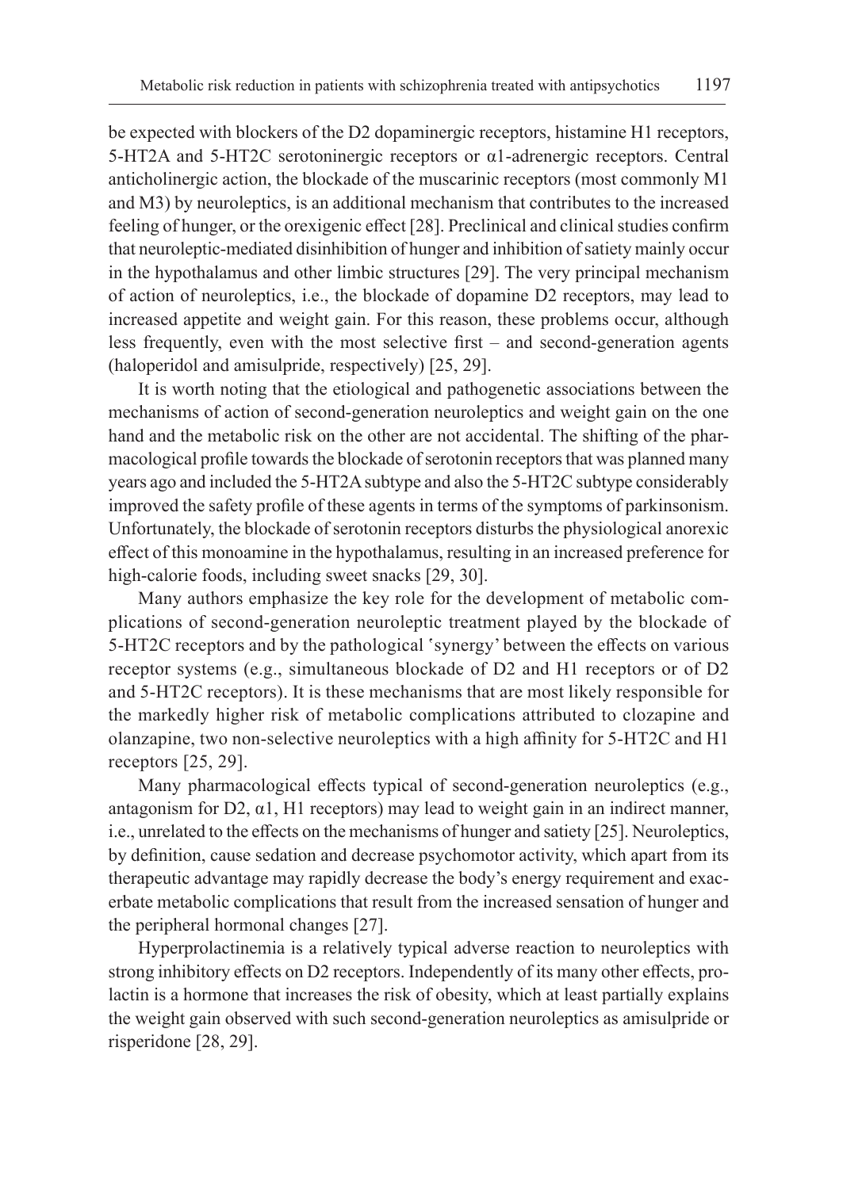be expected with blockers of the D2 dopaminergic receptors, histamine H1 receptors, 5-HT2A and 5-HT2C serotoninergic receptors or α1-adrenergic receptors. Central anticholinergic action, the blockade of the muscarinic receptors (most commonly M1 and M3) by neuroleptics, is an additional mechanism that contributes to the increased feeling of hunger, or the orexigenic effect [28]. Preclinical and clinical studies confirm that neuroleptic-mediated disinhibition of hunger and inhibition of satiety mainly occur in the hypothalamus and other limbic structures [29]. The very principal mechanism of action of neuroleptics, i.e., the blockade of dopamine D2 receptors, may lead to increased appetite and weight gain. For this reason, these problems occur, although less frequently, even with the most selective first – and second-generation agents (haloperidol and amisulpride, respectively) [25, 29].

It is worth noting that the etiological and pathogenetic associations between the mechanisms of action of second-generation neuroleptics and weight gain on the one hand and the metabolic risk on the other are not accidental. The shifting of the pharmacological profile towards the blockade of serotonin receptors that was planned many years ago and included the 5-HT2A subtype and also the 5-HT2C subtype considerably improved the safety profile of these agents in terms of the symptoms of parkinsonism. Unfortunately, the blockade of serotonin receptors disturbs the physiological anorexic effect of this monoamine in the hypothalamus, resulting in an increased preference for high-calorie foods, including sweet snacks [29, 30].

Many authors emphasize the key role for the development of metabolic complications of second-generation neuroleptic treatment played by the blockade of 5-HT2C receptors and by the pathological 'synergy' between the effects on various receptor systems (e.g., simultaneous blockade of D2 and H1 receptors or of D2 and 5-HT2C receptors). It is these mechanisms that are most likely responsible for the markedly higher risk of metabolic complications attributed to clozapine and olanzapine, two non-selective neuroleptics with a high affinity for 5-HT2C and H1 receptors [25, 29].

Many pharmacological effects typical of second-generation neuroleptics (e.g., antagonism for D2, α1, H1 receptors) may lead to weight gain in an indirect manner, i.e., unrelated to the effects on the mechanisms of hunger and satiety [25]. Neuroleptics, by definition, cause sedation and decrease psychomotor activity, which apart from its therapeutic advantage may rapidly decrease the body's energy requirement and exacerbate metabolic complications that result from the increased sensation of hunger and the peripheral hormonal changes [27].

Hyperprolactinemia is a relatively typical adverse reaction to neuroleptics with strong inhibitory effects on D2 receptors. Independently of its many other effects, prolactin is a hormone that increases the risk of obesity, which at least partially explains the weight gain observed with such second-generation neuroleptics as amisulpride or risperidone [28, 29].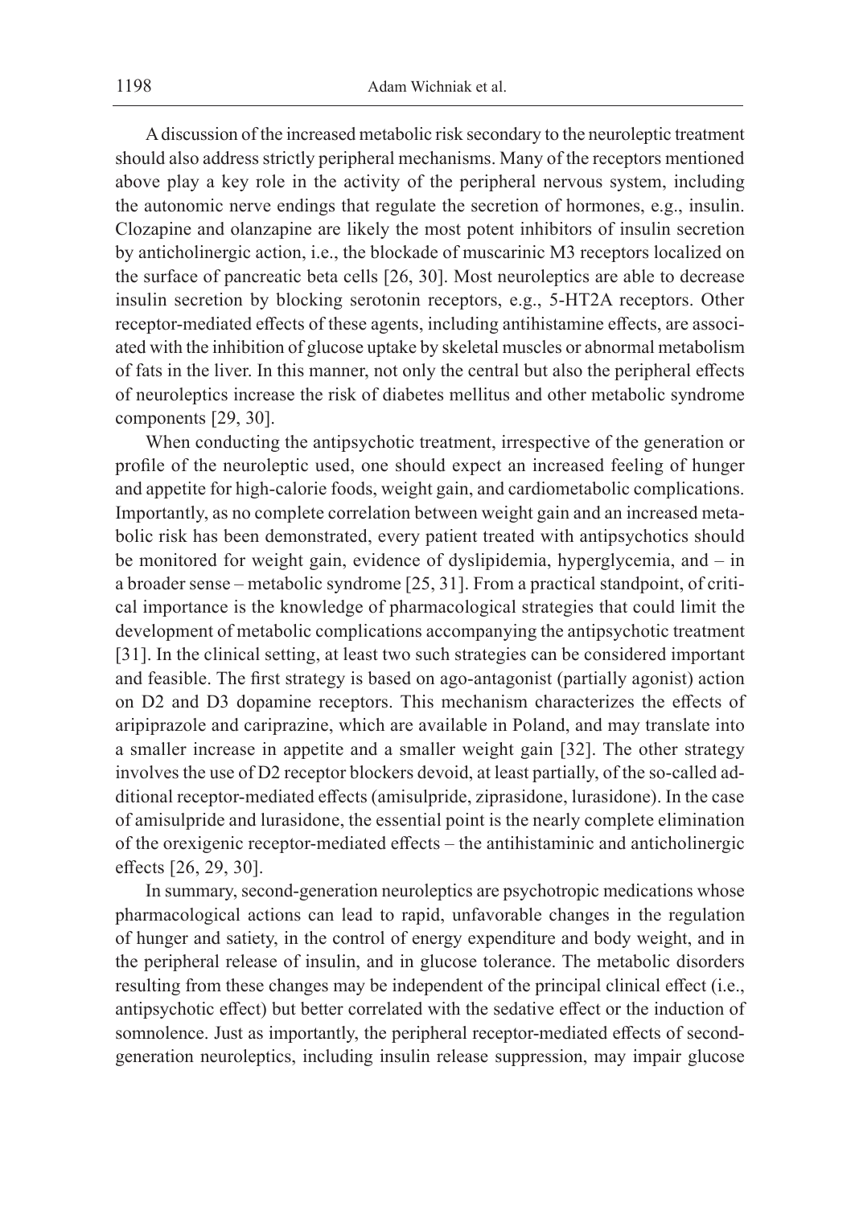A discussion of the increased metabolic risk secondary to the neuroleptic treatment should also address strictly peripheral mechanisms. Many of the receptors mentioned above play a key role in the activity of the peripheral nervous system, including the autonomic nerve endings that regulate the secretion of hormones, e.g., insulin. Clozapine and olanzapine are likely the most potent inhibitors of insulin secretion by anticholinergic action, i.e., the blockade of muscarinic M3 receptors localized on the surface of pancreatic beta cells [26, 30]. Most neuroleptics are able to decrease insulin secretion by blocking serotonin receptors, e.g., 5-HT2A receptors. Other receptor-mediated effects of these agents, including antihistamine effects, are associated with the inhibition of glucose uptake by skeletal muscles or abnormal metabolism of fats in the liver. In this manner, not only the central but also the peripheral effects of neuroleptics increase the risk of diabetes mellitus and other metabolic syndrome components [29, 30].

When conducting the antipsychotic treatment, irrespective of the generation or profile of the neuroleptic used, one should expect an increased feeling of hunger and appetite for high-calorie foods, weight gain, and cardiometabolic complications. Importantly, as no complete correlation between weight gain and an increased metabolic risk has been demonstrated, every patient treated with antipsychotics should be monitored for weight gain, evidence of dyslipidemia, hyperglycemia, and – in a broader sense – metabolic syndrome [25, 31]. From a practical standpoint, of critical importance is the knowledge of pharmacological strategies that could limit the development of metabolic complications accompanying the antipsychotic treatment [31]. In the clinical setting, at least two such strategies can be considered important and feasible. The first strategy is based on ago-antagonist (partially agonist) action on D2 and D3 dopamine receptors. This mechanism characterizes the effects of aripiprazole and cariprazine, which are available in Poland, and may translate into a smaller increase in appetite and a smaller weight gain [32]. The other strategy involves the use of D2 receptor blockers devoid, at least partially, of the so-called additional receptor-mediated effects (amisulpride, ziprasidone, lurasidone). In the case of amisulpride and lurasidone, the essential point is the nearly complete elimination of the orexigenic receptor-mediated effects – the antihistaminic and anticholinergic effects [26, 29, 30].

In summary, second-generation neuroleptics are psychotropic medications whose pharmacological actions can lead to rapid, unfavorable changes in the regulation of hunger and satiety, in the control of energy expenditure and body weight, and in the peripheral release of insulin, and in glucose tolerance. The metabolic disorders resulting from these changes may be independent of the principal clinical effect (i.e., antipsychotic effect) but better correlated with the sedative effect or the induction of somnolence. Just as importantly, the peripheral receptor-mediated effects of second-generation neuroleptics, including insulin release suppression, may impair glucose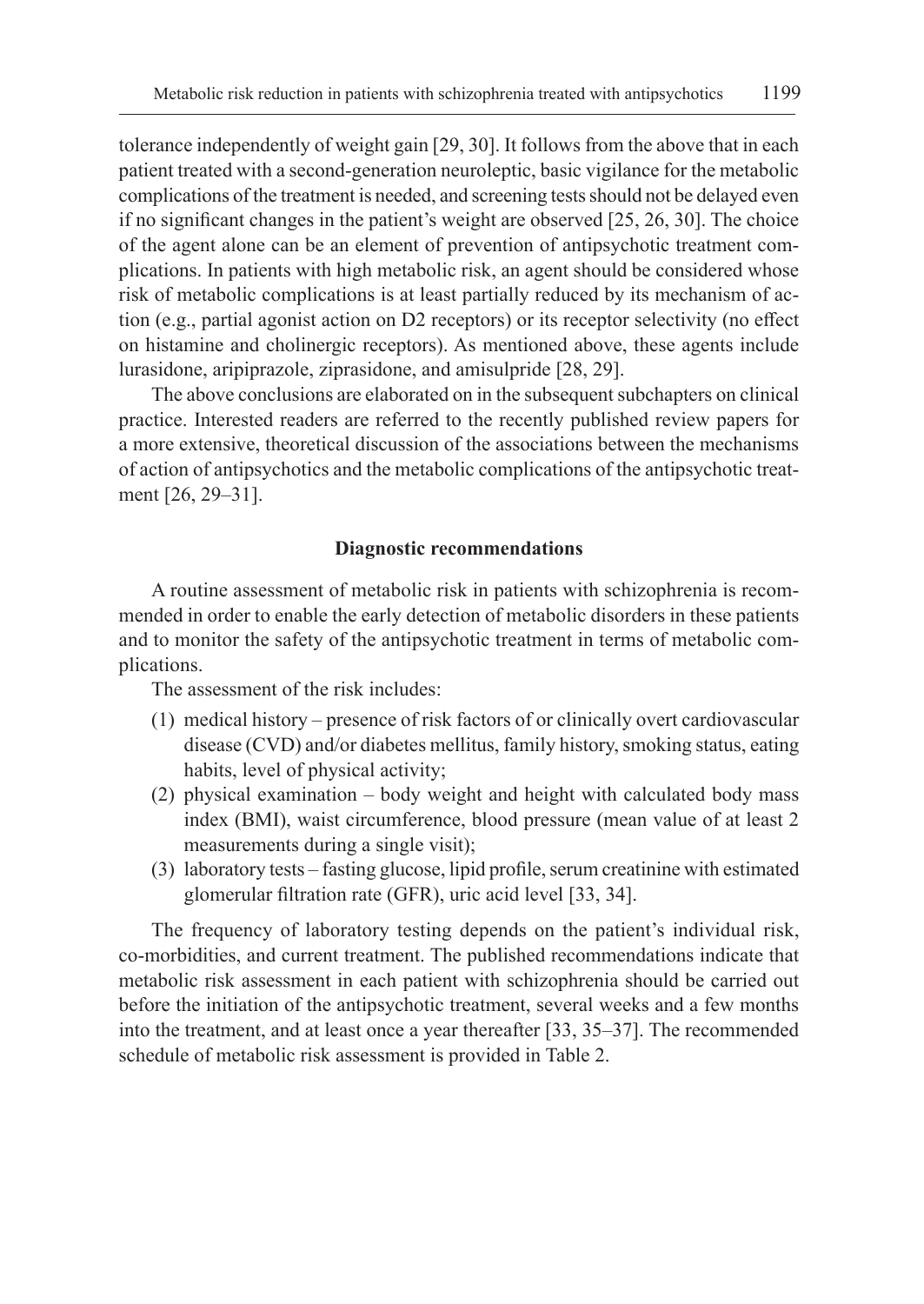tolerance independently of weight gain [29, 30]. It follows from the above that in each patient treated with a second-generation neuroleptic, basic vigilance for the metabolic complications of the treatment is needed, and screening tests should not be delayed even if no significant changes in the patient's weight are observed [25, 26, 30]. The choice of the agent alone can be an element of prevention of antipsychotic treatment complications. In patients with high metabolic risk, an agent should be considered whose risk of metabolic complications is at least partially reduced by its mechanism of action (e.g., partial agonist action on D2 receptors) or its receptor selectivity (no effect on histamine and cholinergic receptors). As mentioned above, these agents include lurasidone, aripiprazole, ziprasidone, and amisulpride [28, 29].

The above conclusions are elaborated on in the subsequent subchapters on clinical practice. Interested readers are referred to the recently published review papers for a more extensive, theoretical discussion of the associations between the mechanisms of action of antipsychotics and the metabolic complications of the antipsychotic treatment [26, 29–31].

## Diagnostic recommendations

A routine assessment of metabolic risk in patients with schizophrenia is recommended in order to enable the early detection of metabolic disorders in these patients and to monitor the safety of the antipsychotic treatment in terms of metabolic complications.

The assessment of the risk includes:

(1) medical history – presence of risk factors of or clinically overt cardiovascular disease (CVD) and/or diabetes mellitus, family history, smoking status, eating habits, level of physical activity;
(2) physical examination – body weight and height with calculated body mass index (BMI), waist circumference, blood pressure (mean value of at least 2 measurements during a single visit);
(3) laboratory tests – fasting glucose, lipid profile, serum creatinine with estimated glomerular filtration rate (GFR), uric acid level [33, 34].

The frequency of laboratory testing depends on the patient's individual risk, co-morbidities, and current treatment. The published recommendations indicate that metabolic risk assessment in each patient with schizophrenia should be carried out before the initiation of the antipsychotic treatment, several weeks and a few months into the treatment, and at least once a year thereafter [33, 35–37]. The recommended schedule of metabolic risk assessment is provided in Table 2.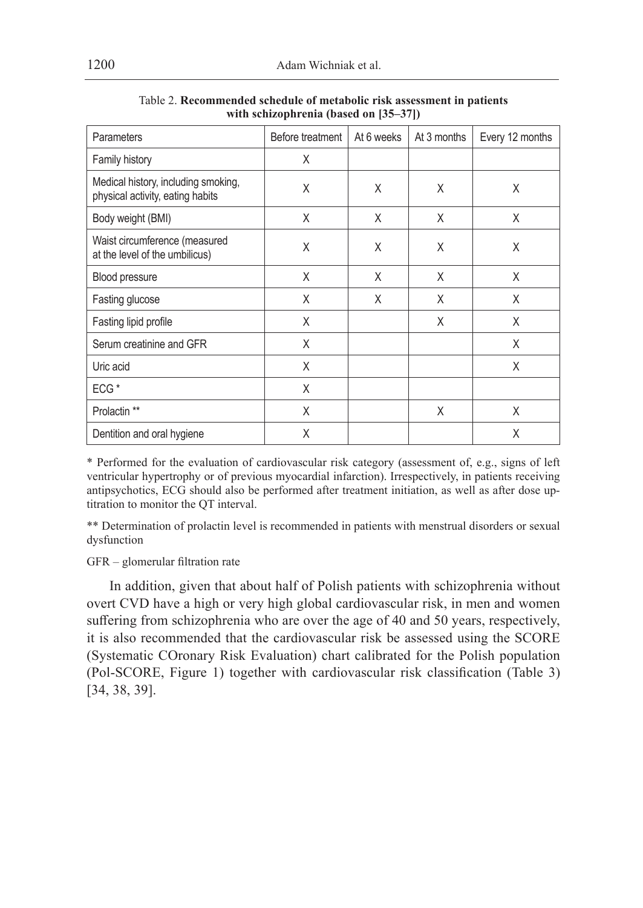Table 2. **Recommended schedule of metabolic risk assessment in patients with schizophrenia (based on [35–37])**

| Parameters | Before treatment | At 6 weeks | At 3 months | Every 12 months |
|---|---|---|---|---|
| Family history | X | | | |
| Medical history, including smoking, physical activity, eating habits | X | X | X | X |
| Body weight (BMI) | X | X | X | X |
| Waist circumference (measured at the level of the umbilicus) | X | X | X | X |
| Blood pressure | X | X | X | X |
| Fasting glucose | X | X | X | X |
| Fasting lipid profile | X | | X | X |
| Serum creatinine and GFR | X | | | X |
| Uric acid | X | | | X |
| ECG * | X | | | |
| Prolactin ** | X | | X | X |
| Dentition and oral hygiene | X | | | X |

* Performed for the evaluation of cardiovascular risk category (assessment of, e.g., signs of left ventricular hypertrophy or of previous myocardial infarction). Irrespectively, in patients receiving antipsychotics, ECG should also be performed after treatment initiation, as well as after dose up-titration to monitor the QT interval.

** Determination of prolactin level is recommended in patients with menstrual disorders or sexual dysfunction

GFR – glomerular filtration rate

In addition, given that about half of Polish patients with schizophrenia without overt CVD have a high or very high global cardiovascular risk, in men and women suffering from schizophrenia who are over the age of 40 and 50 years, respectively, it is also recommended that the cardiovascular risk be assessed using the SCORE (Systematic COronary Risk Evaluation) chart calibrated for the Polish population (Pol-SCORE, Figure 1) together with cardiovascular risk classification (Table 3) [34, 38, 39].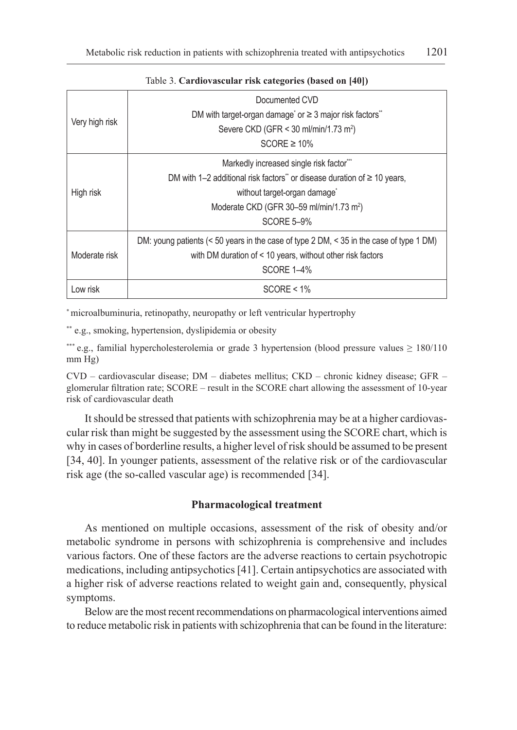Table 3. **Cardiovascular risk categories (based on [40])**

| | |
|---|---|
| Very high risk | Documented CVD<br>DM with target-organ damage* or ≥ 3 major risk factors**<br>Severe CKD (GFR < 30 ml/min/1.73 m²)<br>SCORE ≥ 10% |
| High risk | Markedly increased single risk factor***<br>DM with 1–2 additional risk factors** or disease duration of ≥ 10 years, without target-organ damage*<br>Moderate CKD (GFR 30–59 ml/min/1.73 m²)<br>SCORE 5–9% |
| Moderate risk | DM: young patients (< 50 years in the case of type 2 DM, < 35 in the case of type 1 DM) with DM duration of < 10 years, without other risk factors<br>SCORE 1–4% |
| Low risk | SCORE < 1% |

* microalbuminuria, retinopathy, neuropathy or left ventricular hypertrophy

** e.g., smoking, hypertension, dyslipidemia or obesity

*** e.g., familial hypercholesterolemia or grade 3 hypertension (blood pressure values ≥ 180/110 mm Hg)

CVD – cardiovascular disease; DM – diabetes mellitus; CKD – chronic kidney disease; GFR – glomerular filtration rate; SCORE – result in the SCORE chart allowing the assessment of 10-year risk of cardiovascular death

It should be stressed that patients with schizophrenia may be at a higher cardiovascular risk than might be suggested by the assessment using the SCORE chart, which is why in cases of borderline results, a higher level of risk should be assumed to be present [34, 40]. In younger patients, assessment of the relative risk or of the cardiovascular risk age (the so-called vascular age) is recommended [34].

## Pharmacological treatment

As mentioned on multiple occasions, assessment of the risk of obesity and/or metabolic syndrome in persons with schizophrenia is comprehensive and includes various factors. One of these factors are the adverse reactions to certain psychotropic medications, including antipsychotics [41]. Certain antipsychotics are associated with a higher risk of adverse reactions related to weight gain and, consequently, physical symptoms.

Below are the most recent recommendations on pharmacological interventions aimed to reduce metabolic risk in patients with schizophrenia that can be found in the literature: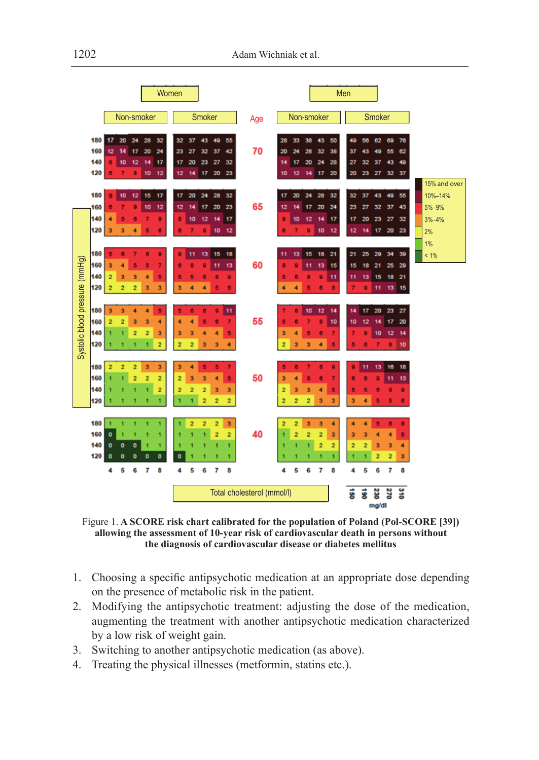Women

Men

Non-smoker Smoker Age Non-smoker Smoker

Systolic blood pressure (mmHg)

70
180 17 20 24 28 32 | 32 37 43 49 55 | 28 33 38 43 50 | 49 56 62 69 76
160 12 14 17 20 24 | 23 27 32 37 42 | 20 24 28 32 38 | 37 43 49 55 62
140 8 10 12 14 17 | 17 20 23 27 32 | 14 17 20 24 28 | 27 32 37 43 49
120 6 7 8 10 12 | 12 14 17 20 23 | 10 12 14 17 20 | 20 23 27 32 37

65
180 9 10 12 15 17 | 17 20 24 28 32 | 17 20 24 28 32 | 32 37 43 49 55
160 6 7 9 10 12 | 12 14 17 20 23 | 12 14 17 20 24 | 23 27 32 37 43
140 4 5 6 7 9 | 8 10 12 14 17 | 9 10 12 14 17 | 17 20 23 27 32
120 3 3 4 5 6 | 6 7 8 10 12 | 6 7 9 10 12 | 12 14 17 20 23

60
180 5 6 7 8 9 | 9 11 13 15 18 | 11 13 15 18 21 | 21 25 29 34 39
160 3 4 5 5 7 | 6 8 9 11 13 | 8 9 11 13 15 | 15 18 21 25 29
140 2 3 3 4 5 | 5 5 6 8 9 | 5 6 8 9 11 | 11 13 15 18 21
120 2 2 2 3 3 | 3 4 4 5 6 | 4 4 5 6 8 | 7 9 11 13 15

55
180 3 3 4 4 5 | 5 6 8 9 11 | 7 8 10 12 14 | 14 17 20 23 27
160 2 2 3 3 4 | 4 4 5 6 7 | 5 6 7 8 10 | 10 12 14 17 20
140 1 1 2 2 3 | 3 3 4 4 5 | 3 4 5 6 7 | 7 8 10 12 14
120 1 1 1 1 2 | 2 2 3 3 4 | 2 3 3 4 5 | 5 6 7 8 10

50
180 2 2 2 3 3 | 3 4 5 5 7 | 5 6 7 8 9 | 9 11 13 16 18
160 1 1 2 2 2 | 2 3 3 4 5 | 3 4 5 6 7 | 6 8 9 11 13
140 1 1 1 1 2 | 2 2 2 3 3 | 2 3 3 4 5 | 5 5 6 8 9
120 1 1 1 1 1 | 1 1 2 2 2 | 2 2 2 3 3 | 3 4 5 5 6

40
180 1 1 1 1 1 | 1 2 2 2 3 | 2 2 3 3 4 | 4 4 5 6 8
160 0 1 1 1 1 | 1 1 1 2 2 | 1 2 2 2 3 | 3 3 4 4 5
140 0 0 0 1 1 | 1 1 1 1 1 | 1 1 1 2 2 | 2 2 3 3 4
120 0 0 0 0 0 | 0 1 1 1 1 | 1 1 1 1 1 | 1 1 2 2 3

4 5 6 7 8 | 4 5 6 7 8 | 4 5 6 7 8 | 4 5 6 7 8

Total cholesterol (mmol/l)

150 190 230 270 310
mg/dl

15% and over
10%–14%
5%–9%
3%–4%
2%
1%
< 1%

Figure 1. **A SCORE risk chart calibrated for the population of Poland (Pol-SCORE [39]) allowing the assessment of 10-year risk of cardiovascular death in persons without the diagnosis of cardiovascular disease or diabetes mellitus**

1. Choosing a specific antipsychotic medication at an appropriate dose depending on the presence of metabolic risk in the patient.
2. Modifying the antipsychotic treatment: adjusting the dose of the medication, augmenting the treatment with another antipsychotic medication characterized by a low risk of weight gain.
3. Switching to another antipsychotic medication (as above).
4. Treating the physical illnesses (metformin, statins etc.).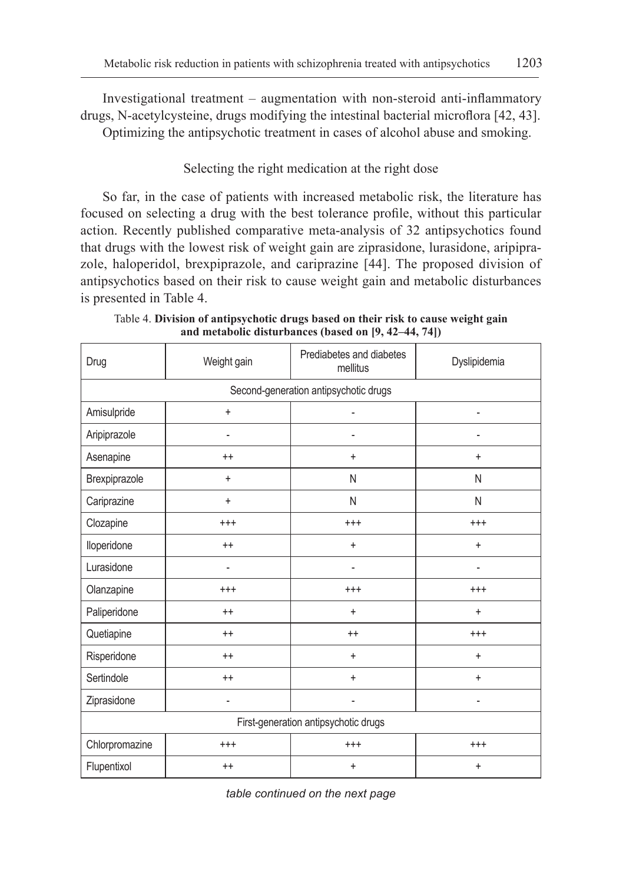Investigational treatment – augmentation with non-steroid anti-inflammatory drugs, N-acetylcysteine, drugs modifying the intestinal bacterial microflora [42, 43].

Optimizing the antipsychotic treatment in cases of alcohol abuse and smoking.

### Selecting the right medication at the right dose

So far, in the case of patients with increased metabolic risk, the literature has focused on selecting a drug with the best tolerance profile, without this particular action. Recently published comparative meta-analysis of 32 antipsychotics found that drugs with the lowest risk of weight gain are ziprasidone, lurasidone, aripiprazole, haloperidol, brexpiprazole, and cariprazine [44]. The proposed division of antipsychotics based on their risk to cause weight gain and metabolic disturbances is presented in Table 4.

Table 4. **Division of antipsychotic drugs based on their risk to cause weight gain and metabolic disturbances (based on [9, 42–44, 74])**

| Drug | Weight gain | Prediabetes and diabetes mellitus | Dyslipidemia |
|---|---|---|---|
| Second-generation antipsychotic drugs | | | |
| Amisulpride | + | - | - |
| Aripiprazole | - | - | - |
| Asenapine | ++ | + | + |
| Brexpiprazole | + | N | N |
| Cariprazine | + | N | N |
| Clozapine | +++ | +++ | +++ |
| Iloperidone | ++ | + | + |
| Lurasidone | - | - | - |
| Olanzapine | +++ | +++ | +++ |
| Paliperidone | ++ | + | + |
| Quetiapine | ++ | ++ | +++ |
| Risperidone | ++ | + | + |
| Sertindole | ++ | + | + |
| Ziprasidone | - | - | - |
| First-generation antipsychotic drugs | | | |
| Chlorpromazine | +++ | +++ | +++ |
| Flupentixol | ++ | + | + |

*table continued on the next page*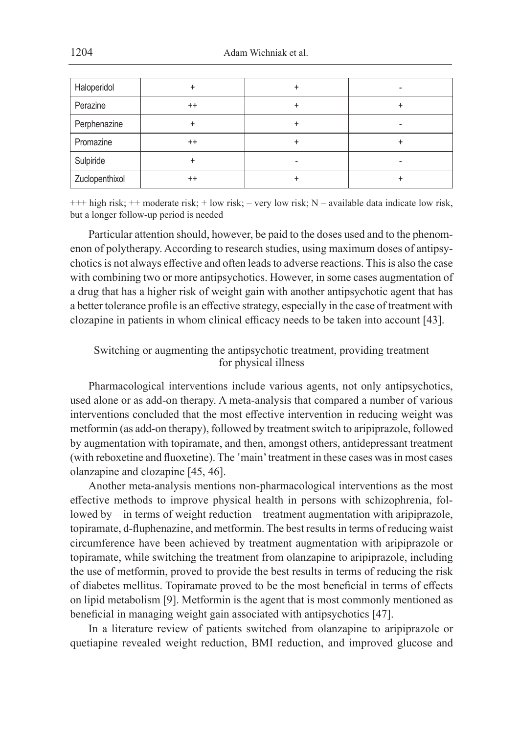| | | | |
|---|---|---|---|
| Haloperidol | + | + | - |
| Perazine | ++ | + | + |
| Perphenazine | + | + | - |
| Promazine | ++ | + | + |
| Sulpiride | + | - | - |
| Zuclopenthixol | ++ | + | + |

+++ high risk; ++ moderate risk; + low risk; – very low risk; N – available data indicate low risk, but a longer follow-up period is needed

Particular attention should, however, be paid to the doses used and to the phenomenon of polytherapy. According to research studies, using maximum doses of antipsychotics is not always effective and often leads to adverse reactions. This is also the case with combining two or more antipsychotics. However, in some cases augmentation of a drug that has a higher risk of weight gain with another antipsychotic agent that has a better tolerance profile is an effective strategy, especially in the case of treatment with clozapine in patients in whom clinical efficacy needs to be taken into account [43].

### Switching or augmenting the antipsychotic treatment, providing treatment for physical illness

Pharmacological interventions include various agents, not only antipsychotics, used alone or as add-on therapy. A meta-analysis that compared a number of various interventions concluded that the most effective intervention in reducing weight was metformin (as add-on therapy), followed by treatment switch to aripiprazole, followed by augmentation with topiramate, and then, amongst others, antidepressant treatment (with reboxetine and fluoxetine). The ʻmain' treatment in these cases was in most cases olanzapine and clozapine [45, 46].

Another meta-analysis mentions non-pharmacological interventions as the most effective methods to improve physical health in persons with schizophrenia, followed by – in terms of weight reduction – treatment augmentation with aripiprazole, topiramate, d-fluphenazine, and metformin. The best results in terms of reducing waist circumference have been achieved by treatment augmentation with aripiprazole or topiramate, while switching the treatment from olanzapine to aripiprazole, including the use of metformin, proved to provide the best results in terms of reducing the risk of diabetes mellitus. Topiramate proved to be the most beneficial in terms of effects on lipid metabolism [9]. Metformin is the agent that is most commonly mentioned as beneficial in managing weight gain associated with antipsychotics [47].

In a literature review of patients switched from olanzapine to aripiprazole or quetiapine revealed weight reduction, BMI reduction, and improved glucose and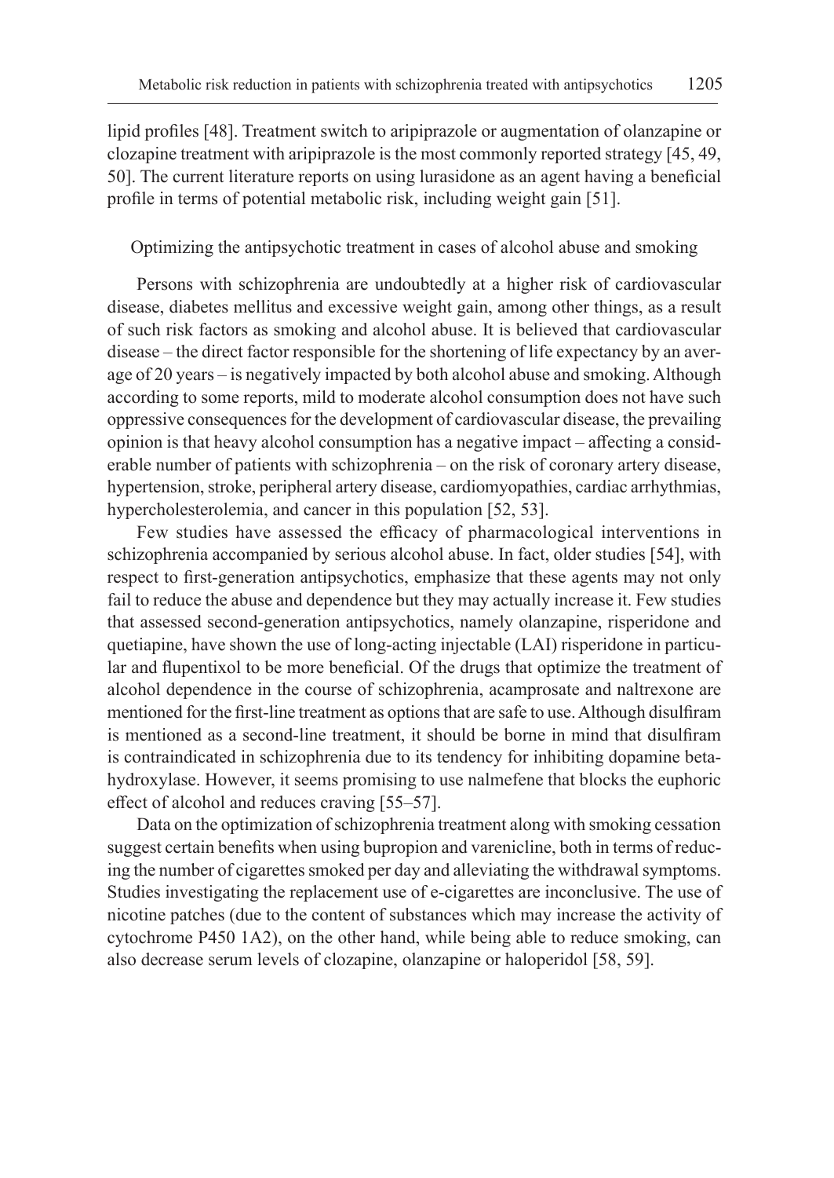lipid profiles [48]. Treatment switch to aripiprazole or augmentation of olanzapine or clozapine treatment with aripiprazole is the most commonly reported strategy [45, 49, 50]. The current literature reports on using lurasidone as an agent having a beneficial profile in terms of potential metabolic risk, including weight gain [51].

## Optimizing the antipsychotic treatment in cases of alcohol abuse and smoking

Persons with schizophrenia are undoubtedly at a higher risk of cardiovascular disease, diabetes mellitus and excessive weight gain, among other things, as a result of such risk factors as smoking and alcohol abuse. It is believed that cardiovascular disease – the direct factor responsible for the shortening of life expectancy by an average of 20 years – is negatively impacted by both alcohol abuse and smoking. Although according to some reports, mild to moderate alcohol consumption does not have such oppressive consequences for the development of cardiovascular disease, the prevailing opinion is that heavy alcohol consumption has a negative impact – affecting a considerable number of patients with schizophrenia – on the risk of coronary artery disease, hypertension, stroke, peripheral artery disease, cardiomyopathies, cardiac arrhythmias, hypercholesterolemia, and cancer in this population [52, 53].

Few studies have assessed the efficacy of pharmacological interventions in schizophrenia accompanied by serious alcohol abuse. In fact, older studies [54], with respect to first-generation antipsychotics, emphasize that these agents may not only fail to reduce the abuse and dependence but they may actually increase it. Few studies that assessed second-generation antipsychotics, namely olanzapine, risperidone and quetiapine, have shown the use of long-acting injectable (LAI) risperidone in particular and flupentixol to be more beneficial. Of the drugs that optimize the treatment of alcohol dependence in the course of schizophrenia, acamprosate and naltrexone are mentioned for the first-line treatment as options that are safe to use. Although disulfiram is mentioned as a second-line treatment, it should be borne in mind that disulfiram is contraindicated in schizophrenia due to its tendency for inhibiting dopamine beta-hydroxylase. However, it seems promising to use nalmefene that blocks the euphoric effect of alcohol and reduces craving [55–57].

Data on the optimization of schizophrenia treatment along with smoking cessation suggest certain benefits when using bupropion and varenicline, both in terms of reducing the number of cigarettes smoked per day and alleviating the withdrawal symptoms. Studies investigating the replacement use of e-cigarettes are inconclusive. The use of nicotine patches (due to the content of substances which may increase the activity of cytochrome P450 1A2), on the other hand, while being able to reduce smoking, can also decrease serum levels of clozapine, olanzapine or haloperidol [58, 59].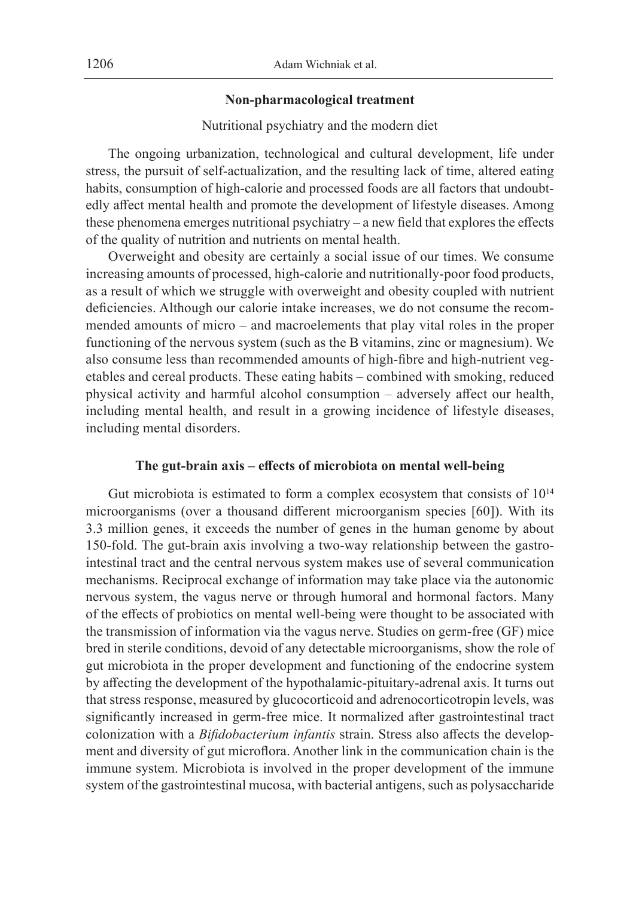## Non-pharmacological treatment

### Nutritional psychiatry and the modern diet

The ongoing urbanization, technological and cultural development, life under stress, the pursuit of self-actualization, and the resulting lack of time, altered eating habits, consumption of high-calorie and processed foods are all factors that undoubtedly affect mental health and promote the development of lifestyle diseases. Among these phenomena emerges nutritional psychiatry – a new field that explores the effects of the quality of nutrition and nutrients on mental health.

Overweight and obesity are certainly a social issue of our times. We consume increasing amounts of processed, high-calorie and nutritionally-poor food products, as a result of which we struggle with overweight and obesity coupled with nutrient deficiencies. Although our calorie intake increases, we do not consume the recommended amounts of micro – and macroelements that play vital roles in the proper functioning of the nervous system (such as the B vitamins, zinc or magnesium). We also consume less than recommended amounts of high-fibre and high-nutrient vegetables and cereal products. These eating habits – combined with smoking, reduced physical activity and harmful alcohol consumption – adversely affect our health, including mental health, and result in a growing incidence of lifestyle diseases, including mental disorders.

## The gut-brain axis – effects of microbiota on mental well-being

Gut microbiota is estimated to form a complex ecosystem that consists of $10^{14}$ microorganisms (over a thousand different microorganism species [60]). With its 3.3 million genes, it exceeds the number of genes in the human genome by about 150-fold. The gut-brain axis involving a two-way relationship between the gastrointestinal tract and the central nervous system makes use of several communication mechanisms. Reciprocal exchange of information may take place via the autonomic nervous system, the vagus nerve or through humoral and hormonal factors. Many of the effects of probiotics on mental well-being were thought to be associated with the transmission of information via the vagus nerve. Studies on germ-free (GF) mice bred in sterile conditions, devoid of any detectable microorganisms, show the role of gut microbiota in the proper development and functioning of the endocrine system by affecting the development of the hypothalamic-pituitary-adrenal axis. It turns out that stress response, measured by glucocorticoid and adrenocorticotropin levels, was significantly increased in germ-free mice. It normalized after gastrointestinal tract colonization with a *Bifidobacterium infantis* strain. Stress also affects the development and diversity of gut microflora. Another link in the communication chain is the immune system. Microbiota is involved in the proper development of the immune system of the gastrointestinal mucosa, with bacterial antigens, such as polysaccharide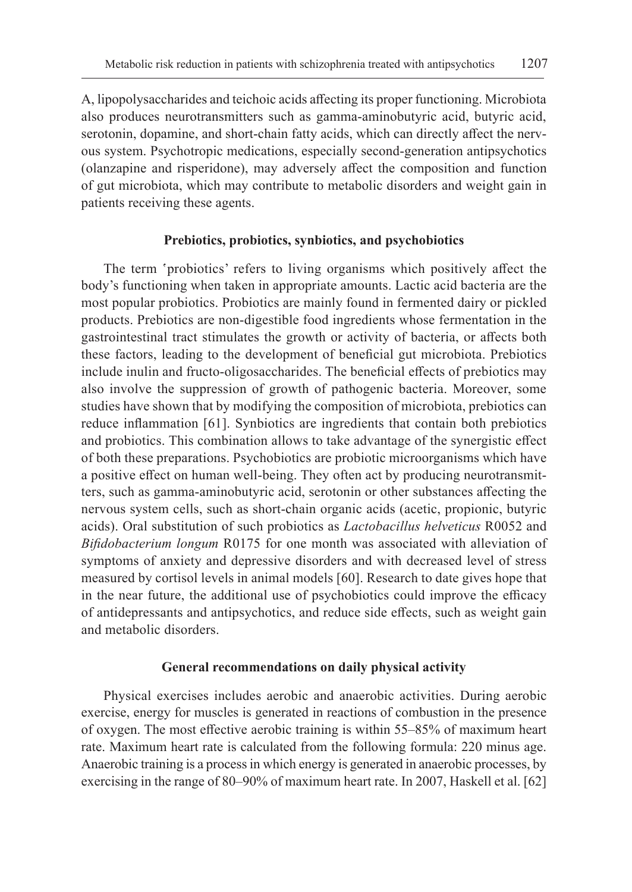A, lipopolysaccharides and teichoic acids affecting its proper functioning. Microbiota also produces neurotransmitters such as gamma-aminobutyric acid, butyric acid, serotonin, dopamine, and short-chain fatty acids, which can directly affect the nervous system. Psychotropic medications, especially second-generation antipsychotics (olanzapine and risperidone), may adversely affect the composition and function of gut microbiota, which may contribute to metabolic disorders and weight gain in patients receiving these agents.

## Prebiotics, probiotics, synbiotics, and psychobiotics

The term ʽprobiotics' refers to living organisms which positively affect the body's functioning when taken in appropriate amounts. Lactic acid bacteria are the most popular probiotics. Probiotics are mainly found in fermented dairy or pickled products. Prebiotics are non-digestible food ingredients whose fermentation in the gastrointestinal tract stimulates the growth or activity of bacteria, or affects both these factors, leading to the development of beneficial gut microbiota. Prebiotics include inulin and fructo-oligosaccharides. The beneficial effects of prebiotics may also involve the suppression of growth of pathogenic bacteria. Moreover, some studies have shown that by modifying the composition of microbiota, prebiotics can reduce inflammation [61]. Synbiotics are ingredients that contain both prebiotics and probiotics. This combination allows to take advantage of the synergistic effect of both these preparations. Psychobiotics are probiotic microorganisms which have a positive effect on human well-being. They often act by producing neurotransmitters, such as gamma-aminobutyric acid, serotonin or other substances affecting the nervous system cells, such as short-chain organic acids (acetic, propionic, butyric acids). Oral substitution of such probiotics as *Lactobacillus helveticus* R0052 and *Bifidobacterium longum* R0175 for one month was associated with alleviation of symptoms of anxiety and depressive disorders and with decreased level of stress measured by cortisol levels in animal models [60]. Research to date gives hope that in the near future, the additional use of psychobiotics could improve the efficacy of antidepressants and antipsychotics, and reduce side effects, such as weight gain and metabolic disorders.

## General recommendations on daily physical activity

Physical exercises includes aerobic and anaerobic activities. During aerobic exercise, energy for muscles is generated in reactions of combustion in the presence of oxygen. The most effective aerobic training is within 55–85% of maximum heart rate. Maximum heart rate is calculated from the following formula: 220 minus age. Anaerobic training is a process in which energy is generated in anaerobic processes, by exercising in the range of 80–90% of maximum heart rate. In 2007, Haskell et al. [62]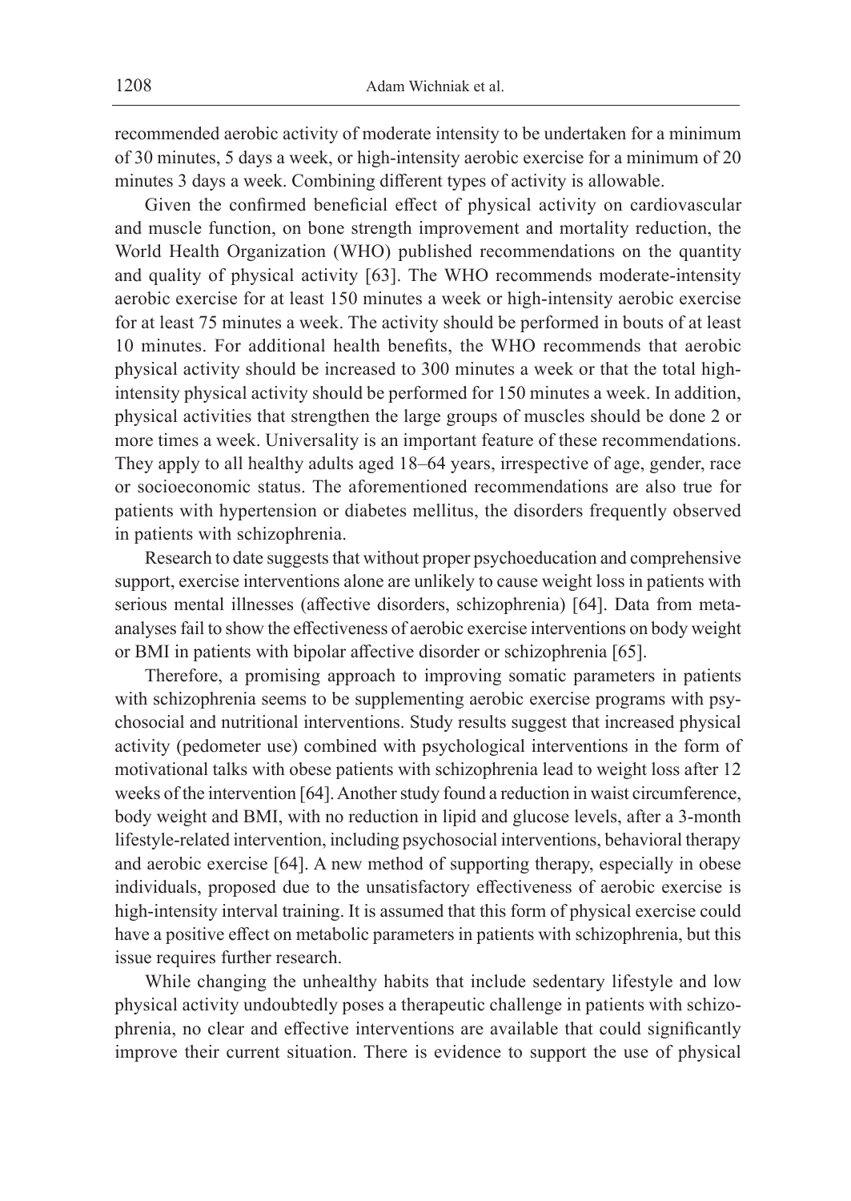recommended aerobic activity of moderate intensity to be undertaken for a minimum of 30 minutes, 5 days a week, or high-intensity aerobic exercise for a minimum of 20 minutes 3 days a week. Combining different types of activity is allowable.

Given the confirmed beneficial effect of physical activity on cardiovascular and muscle function, on bone strength improvement and mortality reduction, the World Health Organization (WHO) published recommendations on the quantity and quality of physical activity [63]. The WHO recommends moderate-intensity aerobic exercise for at least 150 minutes a week or high-intensity aerobic exercise for at least 75 minutes a week. The activity should be performed in bouts of at least 10 minutes. For additional health benefits, the WHO recommends that aerobic physical activity should be increased to 300 minutes a week or that the total high-intensity physical activity should be performed for 150 minutes a week. In addition, physical activities that strengthen the large groups of muscles should be done 2 or more times a week. Universality is an important feature of these recommendations. They apply to all healthy adults aged 18–64 years, irrespective of age, gender, race or socioeconomic status. The aforementioned recommendations are also true for patients with hypertension or diabetes mellitus, the disorders frequently observed in patients with schizophrenia.

Research to date suggests that without proper psychoeducation and comprehensive support, exercise interventions alone are unlikely to cause weight loss in patients with serious mental illnesses (affective disorders, schizophrenia) [64]. Data from meta-analyses fail to show the effectiveness of aerobic exercise interventions on body weight or BMI in patients with bipolar affective disorder or schizophrenia [65].

Therefore, a promising approach to improving somatic parameters in patients with schizophrenia seems to be supplementing aerobic exercise programs with psychosocial and nutritional interventions. Study results suggest that increased physical activity (pedometer use) combined with psychological interventions in the form of motivational talks with obese patients with schizophrenia lead to weight loss after 12 weeks of the intervention [64]. Another study found a reduction in waist circumference, body weight and BMI, with no reduction in lipid and glucose levels, after a 3-month lifestyle-related intervention, including psychosocial interventions, behavioral therapy and aerobic exercise [64]. A new method of supporting therapy, especially in obese individuals, proposed due to the unsatisfactory effectiveness of aerobic exercise is high-intensity interval training. It is assumed that this form of physical exercise could have a positive effect on metabolic parameters in patients with schizophrenia, but this issue requires further research.

While changing the unhealthy habits that include sedentary lifestyle and low physical activity undoubtedly poses a therapeutic challenge in patients with schizophrenia, no clear and effective interventions are available that could significantly improve their current situation. There is evidence to support the use of physical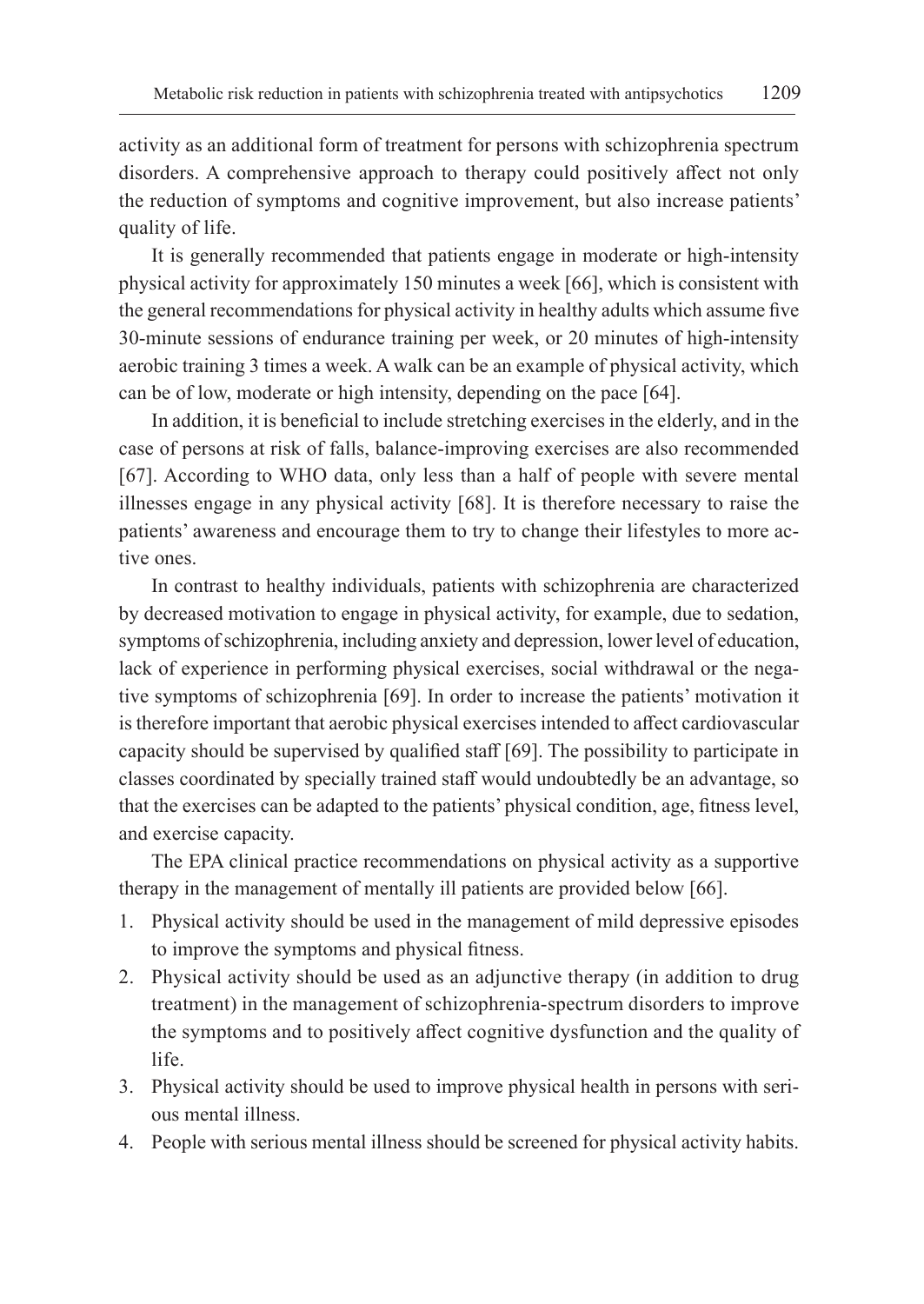activity as an additional form of treatment for persons with schizophrenia spectrum disorders. A comprehensive approach to therapy could positively affect not only the reduction of symptoms and cognitive improvement, but also increase patients' quality of life.

It is generally recommended that patients engage in moderate or high-intensity physical activity for approximately 150 minutes a week [66], which is consistent with the general recommendations for physical activity in healthy adults which assume five 30-minute sessions of endurance training per week, or 20 minutes of high-intensity aerobic training 3 times a week. A walk can be an example of physical activity, which can be of low, moderate or high intensity, depending on the pace [64].

In addition, it is beneficial to include stretching exercises in the elderly, and in the case of persons at risk of falls, balance-improving exercises are also recommended [67]. According to WHO data, only less than a half of people with severe mental illnesses engage in any physical activity [68]. It is therefore necessary to raise the patients' awareness and encourage them to try to change their lifestyles to more active ones.

In contrast to healthy individuals, patients with schizophrenia are characterized by decreased motivation to engage in physical activity, for example, due to sedation, symptoms of schizophrenia, including anxiety and depression, lower level of education, lack of experience in performing physical exercises, social withdrawal or the negative symptoms of schizophrenia [69]. In order to increase the patients' motivation it is therefore important that aerobic physical exercises intended to affect cardiovascular capacity should be supervised by qualified staff [69]. The possibility to participate in classes coordinated by specially trained staff would undoubtedly be an advantage, so that the exercises can be adapted to the patients' physical condition, age, fitness level, and exercise capacity.

The EPA clinical practice recommendations on physical activity as a supportive therapy in the management of mentally ill patients are provided below [66].

1. Physical activity should be used in the management of mild depressive episodes to improve the symptoms and physical fitness.
2. Physical activity should be used as an adjunctive therapy (in addition to drug treatment) in the management of schizophrenia-spectrum disorders to improve the symptoms and to positively affect cognitive dysfunction and the quality of life.
3. Physical activity should be used to improve physical health in persons with serious mental illness.
4. People with serious mental illness should be screened for physical activity habits.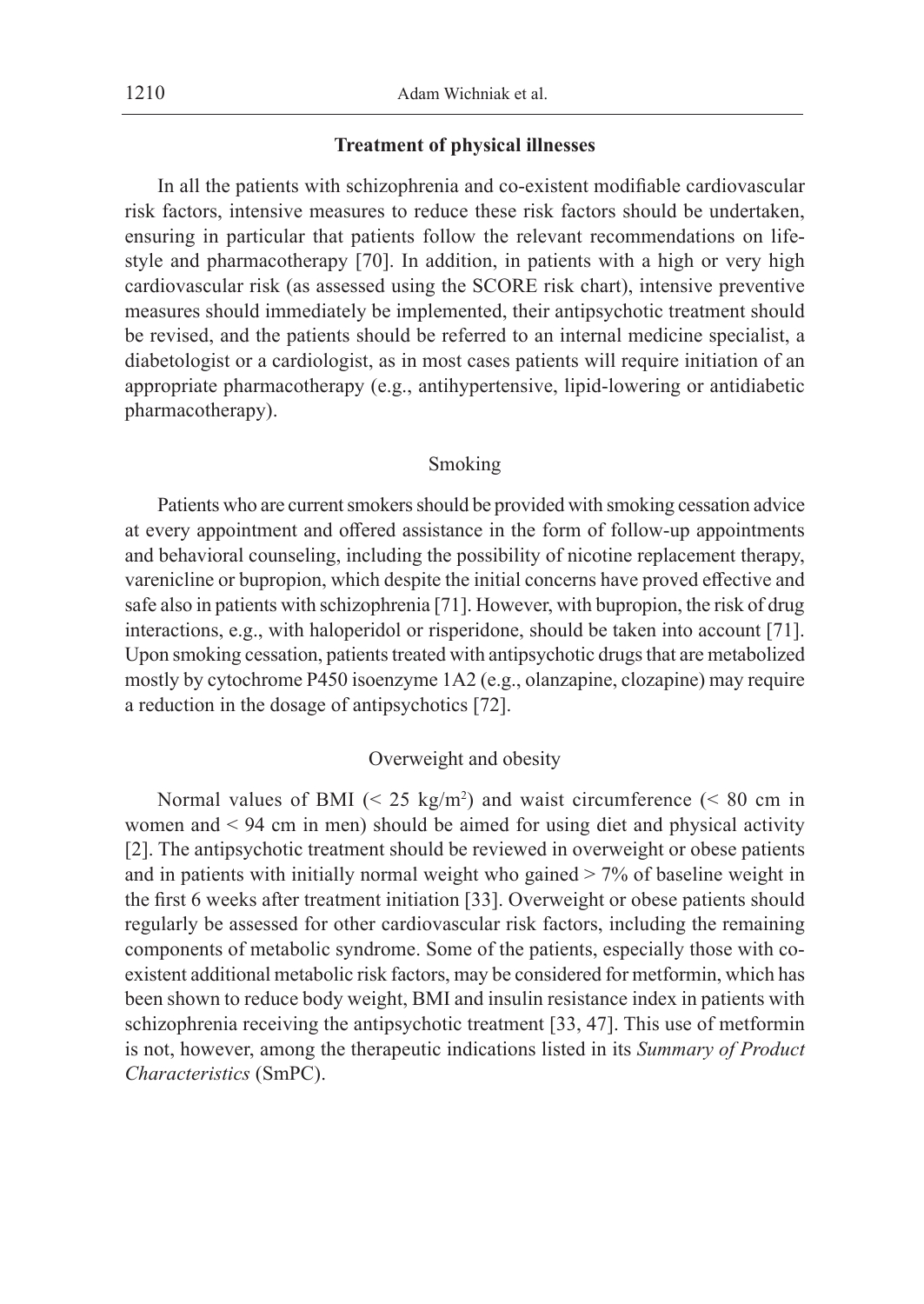## Treatment of physical illnesses

In all the patients with schizophrenia and co-existent modifiable cardiovascular risk factors, intensive measures to reduce these risk factors should be undertaken, ensuring in particular that patients follow the relevant recommendations on lifestyle and pharmacotherapy [70]. In addition, in patients with a high or very high cardiovascular risk (as assessed using the SCORE risk chart), intensive preventive measures should immediately be implemented, their antipsychotic treatment should be revised, and the patients should be referred to an internal medicine specialist, a diabetologist or a cardiologist, as in most cases patients will require initiation of an appropriate pharmacotherapy (e.g., antihypertensive, lipid-lowering or antidiabetic pharmacotherapy).

### Smoking

Patients who are current smokers should be provided with smoking cessation advice at every appointment and offered assistance in the form of follow-up appointments and behavioral counseling, including the possibility of nicotine replacement therapy, varenicline or bupropion, which despite the initial concerns have proved effective and safe also in patients with schizophrenia [71]. However, with bupropion, the risk of drug interactions, e.g., with haloperidol or risperidone, should be taken into account [71]. Upon smoking cessation, patients treated with antipsychotic drugs that are metabolized mostly by cytochrome P450 isoenzyme 1A2 (e.g., olanzapine, clozapine) may require a reduction in the dosage of antipsychotics [72].

### Overweight and obesity

Normal values of BMI ($< 25$ kg/m$^2$) and waist circumference ($< 80$ cm in women and $< 94$ cm in men) should be aimed for using diet and physical activity [2]. The antipsychotic treatment should be reviewed in overweight or obese patients and in patients with initially normal weight who gained $> 7\%$ of baseline weight in the first 6 weeks after treatment initiation [33]. Overweight or obese patients should regularly be assessed for other cardiovascular risk factors, including the remaining components of metabolic syndrome. Some of the patients, especially those with co-existent additional metabolic risk factors, may be considered for metformin, which has been shown to reduce body weight, BMI and insulin resistance index in patients with schizophrenia receiving the antipsychotic treatment [33, 47]. This use of metformin is not, however, among the therapeutic indications listed in its *Summary of Product Characteristics* (SmPC).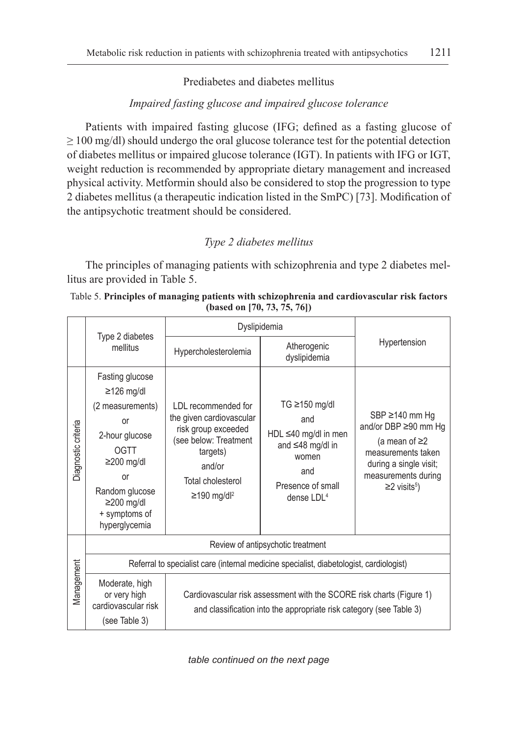### Prediabetes and diabetes mellitus

#### *Impaired fasting glucose and impaired glucose tolerance*

Patients with impaired fasting glucose (IFG; defined as a fasting glucose of ≥ 100 mg/dl) should undergo the oral glucose tolerance test for the potential detection of diabetes mellitus or impaired glucose tolerance (IGT). In patients with IFG or IGT, weight reduction is recommended by appropriate dietary management and increased physical activity. Metformin should also be considered to stop the progression to type 2 diabetes mellitus (a therapeutic indication listed in the SmPC) [73]. Modification of the antipsychotic treatment should be considered.

#### *Type 2 diabetes mellitus*

The principles of managing patients with schizophrenia and type 2 diabetes mellitus are provided in Table 5.

Table 5. **Principles of managing patients with schizophrenia and cardiovascular risk factors (based on [70, 73, 75, 76])**

| | Type 2 diabetes mellitus | Dyslipidemia | | Hypertension |
|---|---|---|---|---|
| | | Hypercholesterolemia | Atherogenic dyslipidemia | |
| Diagnostic criteria | Fasting glucose ≥126 mg/dl (2 measurements) or 2-hour glucose OGTT ≥200 mg/dl or Random glucose ≥200 mg/dl + symptoms of hyperglycemia | LDL recommended for the given cardiovascular risk group exceeded (see below: Treatment targets) and/or Total cholesterol ≥190 mg/dl[2] | TG ≥150 mg/dl and HDL ≤40 mg/dl in men and ≤48 mg/dl in women and Presence of small dense LDL[4] | SBP ≥140 mm Hg and/or DBP ≥90 mm Hg (a mean of ≥2 measurements taken during a single visit; measurements during ≥2 visits[5]) |
| Management | Review of antipsychotic treatment | | | |
| | Referral to specialist care (internal medicine specialist, diabetologist, cardiologist) | | | |
| | Moderate, high or very high cardiovascular risk (see Table 3) | Cardiovascular risk assessment with the SCORE risk charts (Figure 1) and classification into the appropriate risk category (see Table 3) | | |

*table continued on the next page*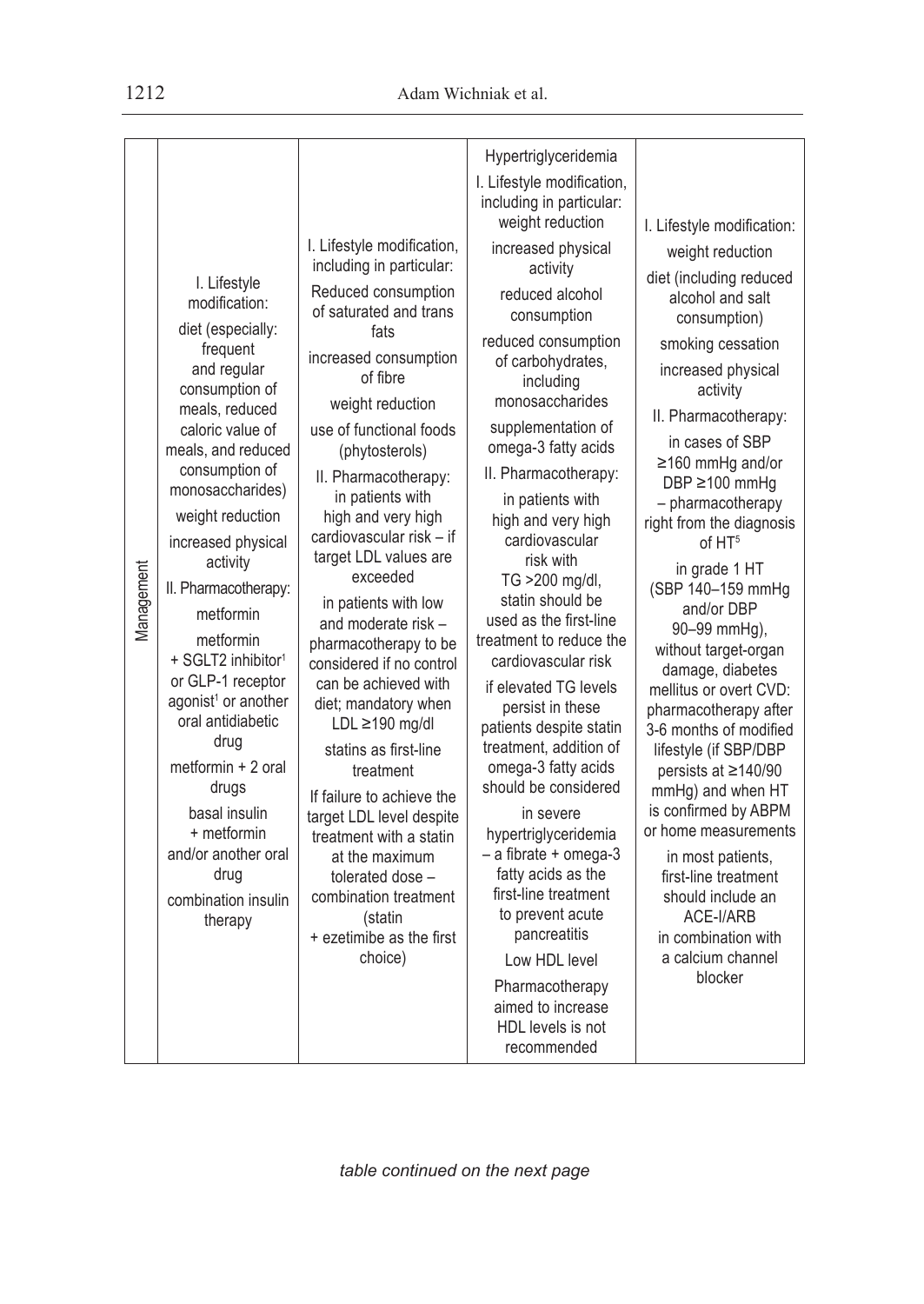| | | | | |
|---|---|---|---|---|
| Management | I. Lifestyle modification: diet (especially: frequent and regular consumption of meals, reduced caloric value of meals, and reduced consumption of monosaccharides) weight reduction increased physical activity II. Pharmacotherapy: metformin metformin + SGLT2 inhibitor[1] or GLP-1 receptor agonist[1] or another oral antidiabetic drug metformin + 2 oral drugs basal insulin + metformin and/or another oral drug combination insulin therapy | I. Lifestyle modification, including in particular: Reduced consumption of saturated and trans fats increased consumption of fibre weight reduction use of functional foods (phytosterols) II. Pharmacotherapy: in patients with high and very high cardiovascular risk – if target LDL values are exceeded in patients with low and moderate risk – pharmacotherapy to be considered if no control can be achieved with diet; mandatory when LDL ≥190 mg/dl statins as first-line treatment If failure to achieve the target LDL level despite treatment with a statin at the maximum tolerated dose – combination treatment (statin + ezetimibe as the first choice) | Hypertriglyceridemia I. Lifestyle modification, including in particular: weight reduction increased physical activity reduced alcohol consumption reduced consumption of carbohydrates, including monosaccharides supplementation of omega-3 fatty acids II. Pharmacotherapy: in patients with high and very high cardiovascular risk with TG >200 mg/dl, statin should be used as the first-line treatment to reduce the cardiovascular risk if elevated TG levels persist in these patients despite statin treatment, addition of omega-3 fatty acids should be considered in severe hypertriglyceridemia – a fibrate + omega-3 fatty acids as the first-line treatment to prevent acute pancreatitis Low HDL level Pharmacotherapy aimed to increase HDL levels is not recommended | I. Lifestyle modification: weight reduction diet (including reduced alcohol and salt consumption) smoking cessation increased physical activity II. Pharmacotherapy: in cases of SBP ≥160 mmHg and/or DBP ≥100 mmHg – pharmacotherapy right from the diagnosis of HT[5] in grade 1 HT (SBP 140–159 mmHg and/or DBP 90–99 mmHg), without target-organ damage, diabetes mellitus or overt CVD: pharmacotherapy after 3-6 months of modified lifestyle (if SBP/DBP persists at ≥140/90 mmHg) and when HT is confirmed by ABPM or home measurements in most patients, first-line treatment should include an ACE-I/ARB in combination with a calcium channel blocker |

*table continued on the next page*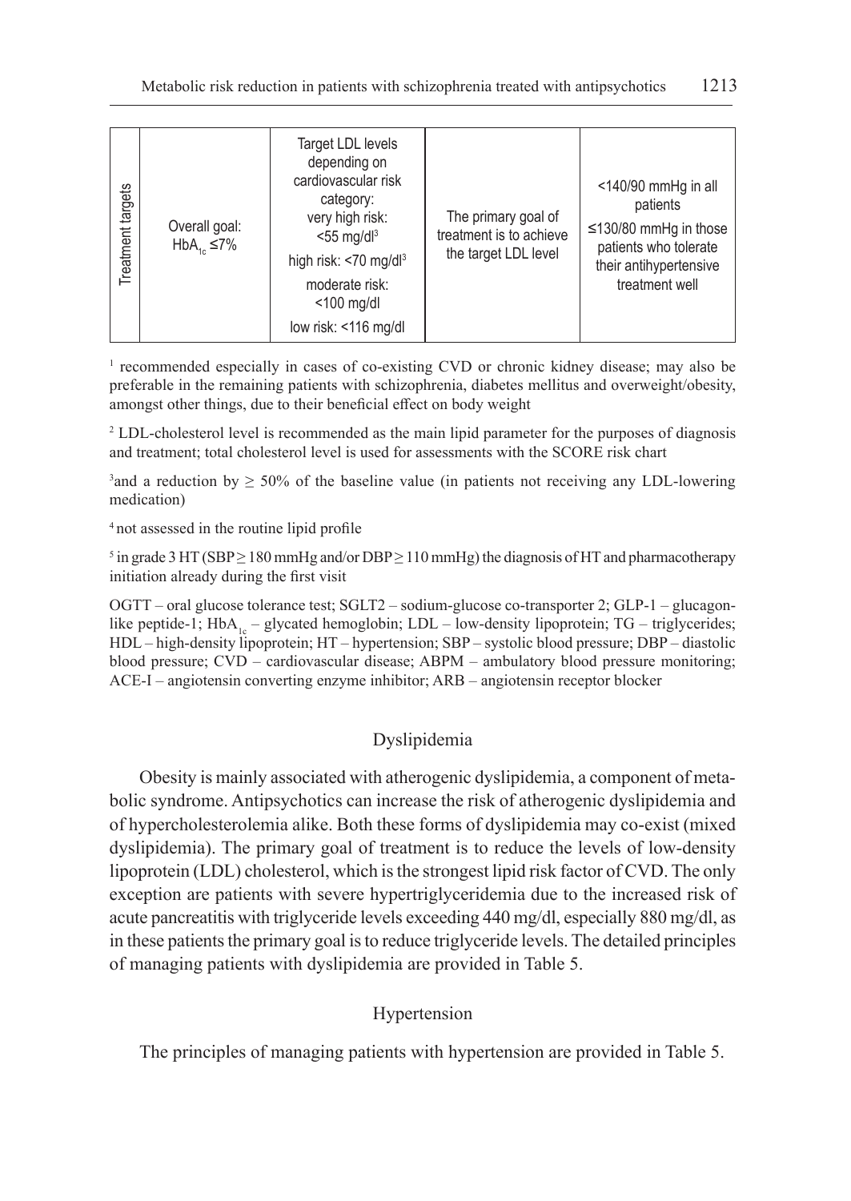| | | | | |
|---|---|---|---|---|
| Treatment targets | Overall goal: $HbA_{1c}$ ≤7% | Target LDL levels depending on cardiovascular risk category: very high risk: <55 mg/dl[3] high risk: <70 mg/dl[3] moderate risk: <100 mg/dl low risk: <116 mg/dl | The primary goal of treatment is to achieve the target LDL level | <140/90 mmHg in all patients ≤130/80 mmHg in those patients who tolerate their antihypertensive treatment well |

[1] recommended especially in cases of co-existing CVD or chronic kidney disease; may also be preferable in the remaining patients with schizophrenia, diabetes mellitus and overweight/obesity, amongst other things, due to their beneficial effect on body weight

[2] LDL-cholesterol level is recommended as the main lipid parameter for the purposes of diagnosis and treatment; total cholesterol level is used for assessments with the SCORE risk chart

[3] and a reduction by ≥ 50% of the baseline value (in patients not receiving any LDL-lowering medication)

[4] not assessed in the routine lipid profile

[5] in grade 3 HT (SBP ≥ 180 mmHg and/or DBP ≥ 110 mmHg) the diagnosis of HT and pharmacotherapy initiation already during the first visit

OGTT – oral glucose tolerance test; SGLT2 – sodium-glucose co-transporter 2; GLP-1 – glucagon-like peptide-1; $HbA_{1c}$ – glycated hemoglobin; LDL – low-density lipoprotein; TG – triglycerides; HDL – high-density lipoprotein; HT – hypertension; SBP – systolic blood pressure; DBP – diastolic blood pressure; CVD – cardiovascular disease; ABPM – ambulatory blood pressure monitoring; ACE-I – angiotensin converting enzyme inhibitor; ARB – angiotensin receptor blocker

## Dyslipidemia

Obesity is mainly associated with atherogenic dyslipidemia, a component of metabolic syndrome. Antipsychotics can increase the risk of atherogenic dyslipidemia and of hypercholesterolemia alike. Both these forms of dyslipidemia may co-exist (mixed dyslipidemia). The primary goal of treatment is to reduce the levels of low-density lipoprotein (LDL) cholesterol, which is the strongest lipid risk factor of CVD. The only exception are patients with severe hypertriglyceridemia due to the increased risk of acute pancreatitis with triglyceride levels exceeding 440 mg/dl, especially 880 mg/dl, as in these patients the primary goal is to reduce triglyceride levels. The detailed principles of managing patients with dyslipidemia are provided in Table 5.

## Hypertension

The principles of managing patients with hypertension are provided in Table 5.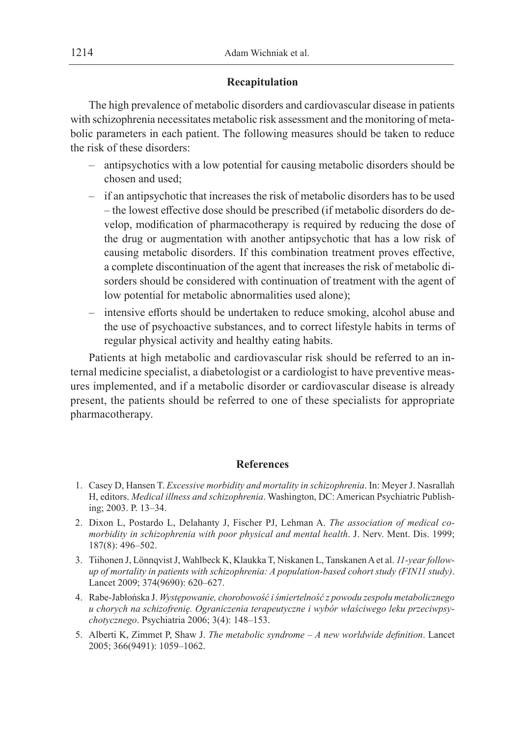## Recapitulation

The high prevalence of metabolic disorders and cardiovascular disease in patients with schizophrenia necessitates metabolic risk assessment and the monitoring of metabolic parameters in each patient. The following measures should be taken to reduce the risk of these disorders:

- antipsychotics with a low potential for causing metabolic disorders should be chosen and used;
- if an antipsychotic that increases the risk of metabolic disorders has to be used – the lowest effective dose should be prescribed (if metabolic disorders do develop, modification of pharmacotherapy is required by reducing the dose of the drug or augmentation with another antipsychotic that has a low risk of causing metabolic disorders. If this combination treatment proves effective, a complete discontinuation of the agent that increases the risk of metabolic disorders should be considered with continuation of treatment with the agent of low potential for metabolic abnormalities used alone);
- intensive efforts should be undertaken to reduce smoking, alcohol abuse and the use of psychoactive substances, and to correct lifestyle habits in terms of regular physical activity and healthy eating habits.

Patients at high metabolic and cardiovascular risk should be referred to an internal medicine specialist, a diabetologist or a cardiologist to have preventive measures implemented, and if a metabolic disorder or cardiovascular disease is already present, the patients should be referred to one of these specialists for appropriate pharmacotherapy.

## References

1. Casey D, Hansen T. *Excessive morbidity and mortality in schizophrenia*. In: Meyer J. Nasrallah H, editors. *Medical illness and schizophrenia*. Washington, DC: American Psychiatric Publishing; 2003. P. 13–34.
2. Dixon L, Postardo L, Delahanty J, Fischer PJ, Lehman A. *The association of medical comorbidity in schizophrenia with poor physical and mental health*. J. Nerv. Ment. Dis. 1999; 187(8): 496–502.
3. Tiihonen J, Lönnqvist J, Wahlbeck K, Klaukka T, Niskanen L, Tanskanen A et al. *11-year follow-up of mortality in patients with schizophrenia: A population-based cohort study (FIN11 study)*. Lancet 2009; 374(9690): 620–627.
4. Rabe-Jabłońska J. *Występowanie, chorobowość i śmiertelność z powodu zespołu metabolicznego u chorych na schizofrenię. Ograniczenia terapeutyczne i wybór właściwego leku przeciwpsychotycznego*. Psychiatria 2006; 3(4): 148–153.
5. Alberti K, Zimmet P, Shaw J. *The metabolic syndrome – A new worldwide definition*. Lancet 2005; 366(9491): 1059–1062.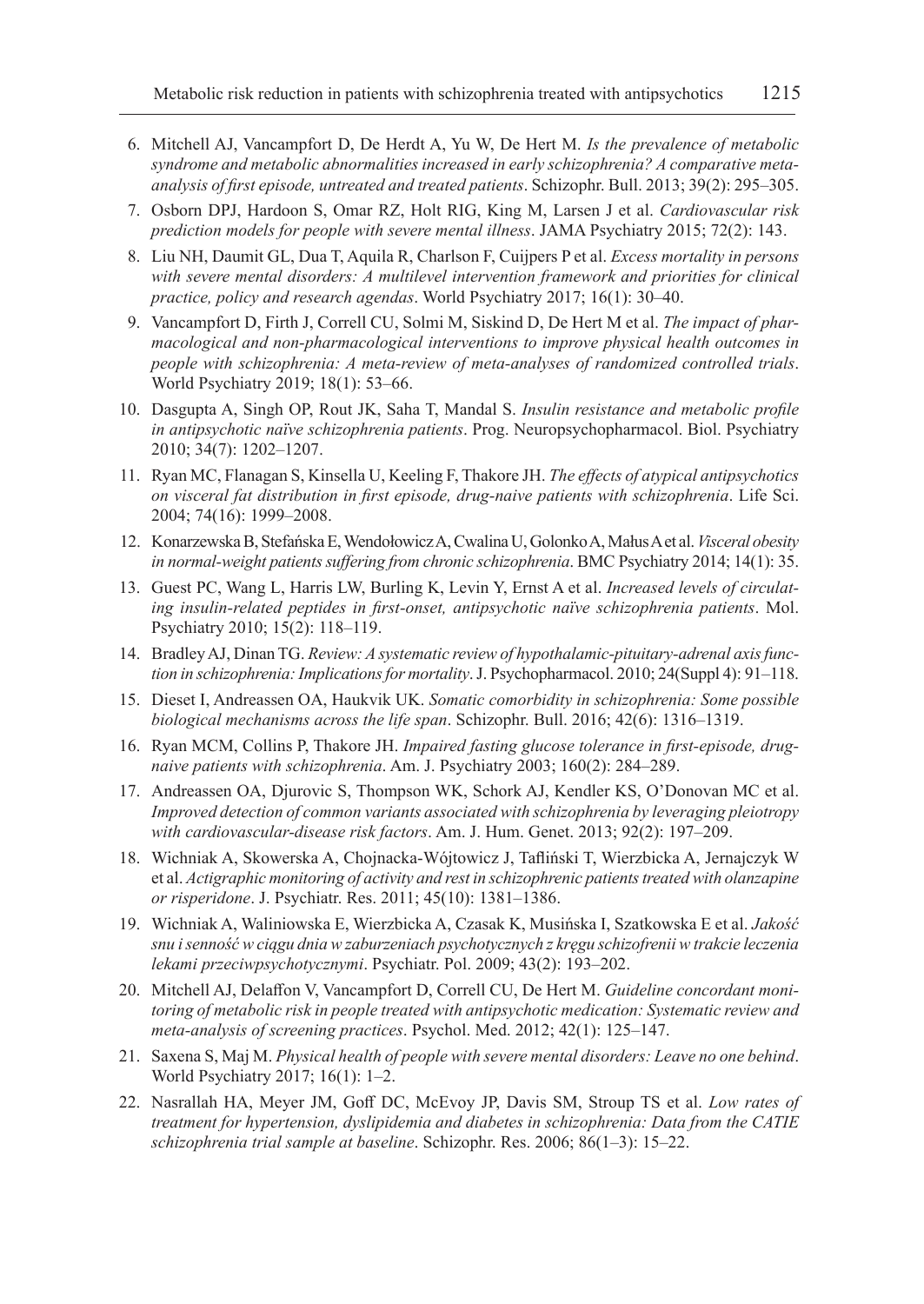6. Mitchell AJ, Vancampfort D, De Herdt A, Yu W, De Hert M. *Is the prevalence of metabolic syndrome and metabolic abnormalities increased in early schizophrenia? A comparative meta-analysis of first episode, untreated and treated patients*. Schizophr. Bull. 2013; 39(2): 295–305.
7. Osborn DPJ, Hardoon S, Omar RZ, Holt RIG, King M, Larsen J et al. *Cardiovascular risk prediction models for people with severe mental illness*. JAMA Psychiatry 2015; 72(2): 143.
8. Liu NH, Daumit GL, Dua T, Aquila R, Charlson F, Cuijpers P et al. *Excess mortality in persons with severe mental disorders: A multilevel intervention framework and priorities for clinical practice, policy and research agendas*. World Psychiatry 2017; 16(1): 30–40.
9. Vancampfort D, Firth J, Correll CU, Solmi M, Siskind D, De Hert M et al. *The impact of pharmacological and non-pharmacological interventions to improve physical health outcomes in people with schizophrenia: A meta-review of meta-analyses of randomized controlled trials*. World Psychiatry 2019; 18(1): 53–66.
10. Dasgupta A, Singh OP, Rout JK, Saha T, Mandal S. *Insulin resistance and metabolic profile in antipsychotic naïve schizophrenia patients*. Prog. Neuropsychopharmacol. Biol. Psychiatry 2010; 34(7): 1202–1207.
11. Ryan MC, Flanagan S, Kinsella U, Keeling F, Thakore JH. *The effects of atypical antipsychotics on visceral fat distribution in first episode, drug-naive patients with schizophrenia*. Life Sci. 2004; 74(16): 1999–2008.
12. Konarzewska B, Stefańska E, Wendołowicz A, Cwalina U, Golonko A, Małus A et al. *Visceral obesity in normal-weight patients suffering from chronic schizophrenia*. BMC Psychiatry 2014; 14(1): 35.
13. Guest PC, Wang L, Harris LW, Burling K, Levin Y, Ernst A et al. *Increased levels of circulating insulin-related peptides in first-onset, antipsychotic naïve schizophrenia patients*. Mol. Psychiatry 2010; 15(2): 118–119.
14. Bradley AJ, Dinan TG. *Review: A systematic review of hypothalamic-pituitary-adrenal axis function in schizophrenia: Implications for mortality*. J. Psychopharmacol. 2010; 24(Suppl 4): 91–118.
15. Dieset I, Andreassen OA, Haukvik UK. *Somatic comorbidity in schizophrenia: Some possible biological mechanisms across the life span*. Schizophr. Bull. 2016; 42(6): 1316–1319.
16. Ryan MCM, Collins P, Thakore JH. *Impaired fasting glucose tolerance in first-episode, drug-naive patients with schizophrenia*. Am. J. Psychiatry 2003; 160(2): 284–289.
17. Andreassen OA, Djurovic S, Thompson WK, Schork AJ, Kendler KS, O'Donovan MC et al. *Improved detection of common variants associated with schizophrenia by leveraging pleiotropy with cardiovascular-disease risk factors*. Am. J. Hum. Genet. 2013; 92(2): 197–209.
18. Wichniak A, Skowerska A, Chojnacka-Wójtowicz J, Tafliński T, Wierzbicka A, Jernajczyk W et al. *Actigraphic monitoring of activity and rest in schizophrenic patients treated with olanzapine or risperidone*. J. Psychiatr. Res. 2011; 45(10): 1381–1386.
19. Wichniak A, Waliniowska E, Wierzbicka A, Czasak K, Musińska I, Szatkowska E et al. *Jakość snu i senność w ciągu dnia w zaburzeniach psychotycznych z kręgu schizofrenii w trakcie leczenia lekami przeciwpsychotycznymi*. Psychiatr. Pol. 2009; 43(2): 193–202.
20. Mitchell AJ, Delaffon V, Vancampfort D, Correll CU, De Hert M. *Guideline concordant monitoring of metabolic risk in people treated with antipsychotic medication: Systematic review and meta-analysis of screening practices*. Psychol. Med. 2012; 42(1): 125–147.
21. Saxena S, Maj M. *Physical health of people with severe mental disorders: Leave no one behind*. World Psychiatry 2017; 16(1): 1–2.
22. Nasrallah HA, Meyer JM, Goff DC, McEvoy JP, Davis SM, Stroup TS et al. *Low rates of treatment for hypertension, dyslipidemia and diabetes in schizophrenia: Data from the CATIE schizophrenia trial sample at baseline*. Schizophr. Res. 2006; 86(1–3): 15–22.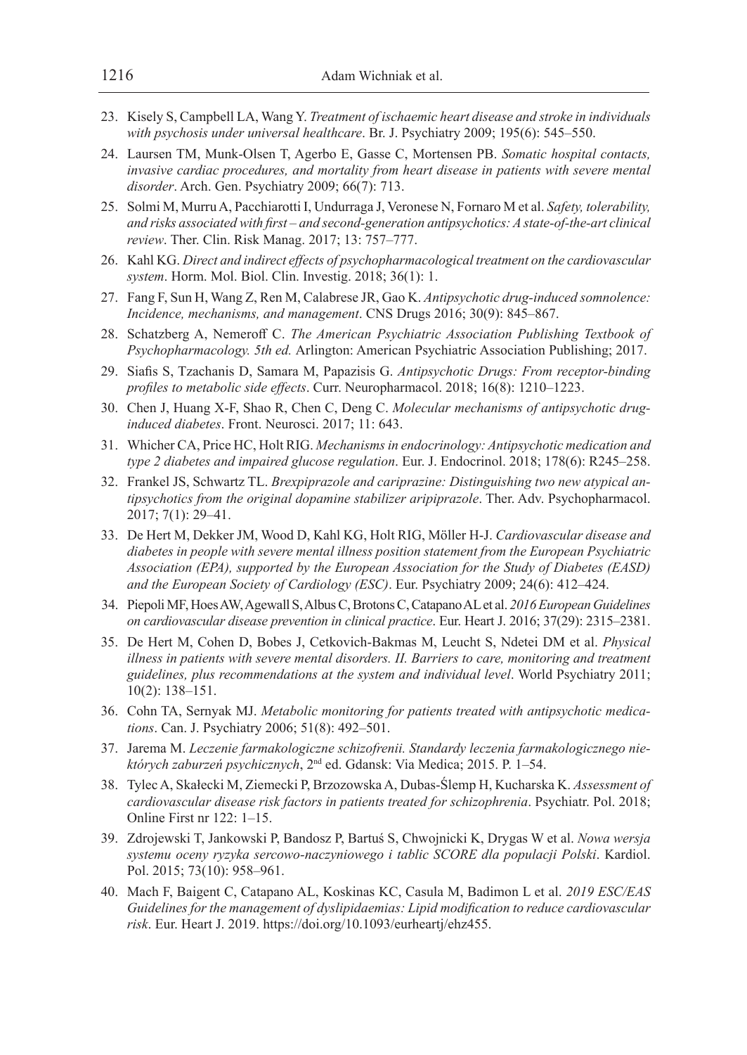23. Kisely S, Campbell LA, Wang Y. *Treatment of ischaemic heart disease and stroke in individuals with psychosis under universal healthcare*. Br. J. Psychiatry 2009; 195(6): 545–550.
24. Laursen TM, Munk-Olsen T, Agerbo E, Gasse C, Mortensen PB. *Somatic hospital contacts, invasive cardiac procedures, and mortality from heart disease in patients with severe mental disorder*. Arch. Gen. Psychiatry 2009; 66(7): 713.
25. Solmi M, Murru A, Pacchiarotti I, Undurraga J, Veronese N, Fornaro M et al. *Safety, tolerability, and risks associated with first – and second-generation antipsychotics: A state-of-the-art clinical review*. Ther. Clin. Risk Manag. 2017; 13: 757–777.
26. Kahl KG. *Direct and indirect effects of psychopharmacological treatment on the cardiovascular system*. Horm. Mol. Biol. Clin. Investig. 2018; 36(1): 1.
27. Fang F, Sun H, Wang Z, Ren M, Calabrese JR, Gao K. *Antipsychotic drug-induced somnolence: Incidence, mechanisms, and management*. CNS Drugs 2016; 30(9): 845–867.
28. Schatzberg A, Nemeroff C. *The American Psychiatric Association Publishing Textbook of Psychopharmacology. 5th ed.* Arlington: American Psychiatric Association Publishing; 2017.
29. Siafis S, Tzachanis D, Samara M, Papazisis G. *Antipsychotic Drugs: From receptor-binding profiles to metabolic side effects*. Curr. Neuropharmacol. 2018; 16(8): 1210–1223.
30. Chen J, Huang X-F, Shao R, Chen C, Deng C. *Molecular mechanisms of antipsychotic drug-induced diabetes*. Front. Neurosci. 2017; 11: 643.
31. Whicher CA, Price HC, Holt RIG. *Mechanisms in endocrinology: Antipsychotic medication and type 2 diabetes and impaired glucose regulation*. Eur. J. Endocrinol. 2018; 178(6): R245–258.
32. Frankel JS, Schwartz TL. *Brexpiprazole and cariprazine: Distinguishing two new atypical antipsychotics from the original dopamine stabilizer aripiprazole*. Ther. Adv. Psychopharmacol. 2017; 7(1): 29–41.
33. De Hert M, Dekker JM, Wood D, Kahl KG, Holt RIG, Möller H-J. *Cardiovascular disease and diabetes in people with severe mental illness position statement from the European Psychiatric Association (EPA), supported by the European Association for the Study of Diabetes (EASD) and the European Society of Cardiology (ESC)*. Eur. Psychiatry 2009; 24(6): 412–424.
34. Piepoli MF, Hoes AW, Agewall S, Albus C, Brotons C, Catapano AL et al. *2016 European Guidelines on cardiovascular disease prevention in clinical practice*. Eur. Heart J. 2016; 37(29): 2315–2381.
35. De Hert M, Cohen D, Bobes J, Cetkovich-Bakmas M, Leucht S, Ndetei DM et al. *Physical illness in patients with severe mental disorders. II. Barriers to care, monitoring and treatment guidelines, plus recommendations at the system and individual level*. World Psychiatry 2011; 10(2): 138–151.
36. Cohn TA, Sernyak MJ. *Metabolic monitoring for patients treated with antipsychotic medications*. Can. J. Psychiatry 2006; 51(8): 492–501.
37. Jarema M. *Leczenie farmakologiczne schizofrenii. Standardy leczenia farmakologicznego niektórych zaburzeń psychicznych*, 2nd ed. Gdansk: Via Medica; 2015. P. 1–54.
38. Tylec A, Skałecki M, Ziemecki P, Brzozowska A, Dubas-Ślemp H, Kucharska K. *Assessment of cardiovascular disease risk factors in patients treated for schizophrenia*. Psychiatr. Pol. 2018; Online First nr 122: 1–15.
39. Zdrojewski T, Jankowski P, Bandosz P, Bartuś S, Chwojnicki K, Drygas W et al. *Nowa wersja systemu oceny ryzyka sercowo-naczyniowego i tablic SCORE dla populacji Polski*. Kardiol. Pol. 2015; 73(10): 958–961.
40. Mach F, Baigent C, Catapano AL, Koskinas KC, Casula M, Badimon L et al. *2019 ESC/EAS Guidelines for the management of dyslipidaemias: Lipid modification to reduce cardiovascular risk*. Eur. Heart J. 2019. https://doi.org/10.1093/eurheartj/ehz455.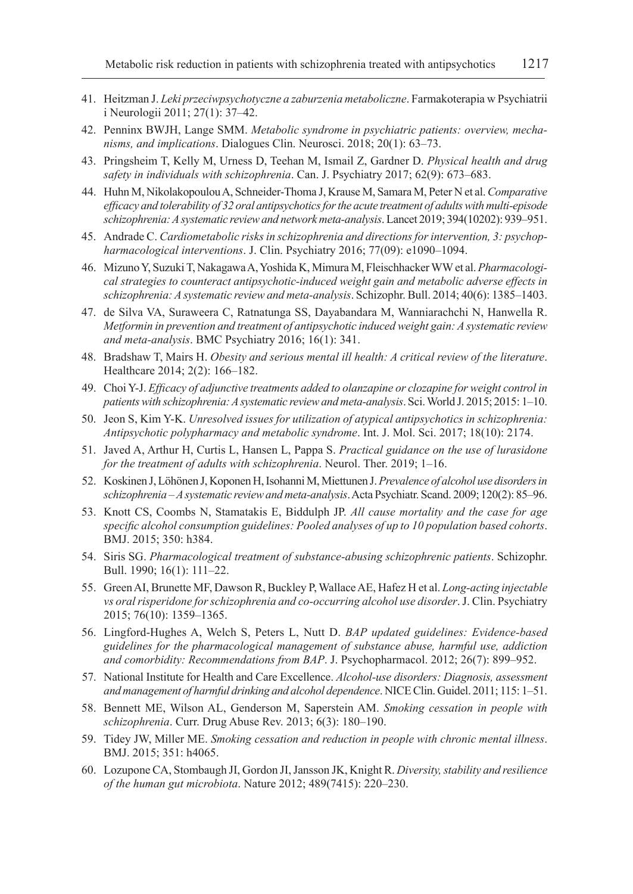41. Heitzman J. *Leki przeciwpsychotyczne a zaburzenia metaboliczne*. Farmakoterapia w Psychiatrii i Neurologii 2011; 27(1): 37–42.
42. Penninx BWJH, Lange SMM. *Metabolic syndrome in psychiatric patients: overview, mechanisms, and implications*. Dialogues Clin. Neurosci. 2018; 20(1): 63–73.
43. Pringsheim T, Kelly M, Urness D, Teehan M, Ismail Z, Gardner D. *Physical health and drug safety in individuals with schizophrenia*. Can. J. Psychiatry 2017; 62(9): 673–683.
44. Huhn M, Nikolakopoulou A, Schneider-Thoma J, Krause M, Samara M, Peter N et al. *Comparative efficacy and tolerability of 32 oral antipsychotics for the acute treatment of adults with multi-episode schizophrenia: A systematic review and network meta-analysis*. Lancet 2019; 394(10202): 939–951.
45. Andrade C. *Cardiometabolic risks in schizophrenia and directions for intervention, 3: psychopharmacological interventions*. J. Clin. Psychiatry 2016; 77(09): e1090–1094.
46. Mizuno Y, Suzuki T, Nakagawa A, Yoshida K, Mimura M, Fleischhacker WW et al. *Pharmacological strategies to counteract antipsychotic-induced weight gain and metabolic adverse effects in schizophrenia: A systematic review and meta-analysis*. Schizophr. Bull. 2014; 40(6): 1385–1403.
47. de Silva VA, Suraweera C, Ratnatunga SS, Dayabandara M, Wanniarachchi N, Hanwella R. *Metformin in prevention and treatment of antipsychotic induced weight gain: A systematic review and meta-analysis*. BMC Psychiatry 2016; 16(1): 341.
48. Bradshaw T, Mairs H. *Obesity and serious mental ill health: A critical review of the literature*. Healthcare 2014; 2(2): 166–182.
49. Choi Y-J. *Efficacy of adjunctive treatments added to olanzapine or clozapine for weight control in patients with schizophrenia: A systematic review and meta-analysis*. Sci. World J. 2015; 2015: 1–10.
50. Jeon S, Kim Y-K. *Unresolved issues for utilization of atypical antipsychotics in schizophrenia: Antipsychotic polypharmacy and metabolic syndrome*. Int. J. Mol. Sci. 2017; 18(10): 2174.
51. Javed A, Arthur H, Curtis L, Hansen L, Pappa S. *Practical guidance on the use of lurasidone for the treatment of adults with schizophrenia*. Neurol. Ther. 2019; 1–16.
52. Koskinen J, Löhönen J, Koponen H, Isohanni M, Miettunen J. *Prevalence of alcohol use disorders in schizophrenia – A systematic review and meta-analysis*. Acta Psychiatr. Scand. 2009; 120(2): 85–96.
53. Knott CS, Coombs N, Stamatakis E, Biddulph JP. *All cause mortality and the case for age specific alcohol consumption guidelines: Pooled analyses of up to 10 population based cohorts*. BMJ. 2015; 350: h384.
54. Siris SG. *Pharmacological treatment of substance-abusing schizophrenic patients*. Schizophr. Bull. 1990; 16(1): 111–22.
55. Green AI, Brunette MF, Dawson R, Buckley P, Wallace AE, Hafez H et al. *Long-acting injectable vs oral risperidone for schizophrenia and co-occurring alcohol use disorder*. J. Clin. Psychiatry 2015; 76(10): 1359–1365.
56. Lingford-Hughes A, Welch S, Peters L, Nutt D. *BAP updated guidelines: Evidence-based guidelines for the pharmacological management of substance abuse, harmful use, addiction and comorbidity: Recommendations from BAP*. J. Psychopharmacol. 2012; 26(7): 899–952.
57. National Institute for Health and Care Excellence. *Alcohol-use disorders: Diagnosis, assessment and management of harmful drinking and alcohol dependence*. NICE Clin. Guidel. 2011; 115: 1–51.
58. Bennett ME, Wilson AL, Genderson M, Saperstein AM. *Smoking cessation in people with schizophrenia*. Curr. Drug Abuse Rev. 2013; 6(3): 180–190.
59. Tidey JW, Miller ME. *Smoking cessation and reduction in people with chronic mental illness*. BMJ. 2015; 351: h4065.
60. Lozupone CA, Stombaugh JI, Gordon JI, Jansson JK, Knight R. *Diversity, stability and resilience of the human gut microbiota*. Nature 2012; 489(7415): 220–230.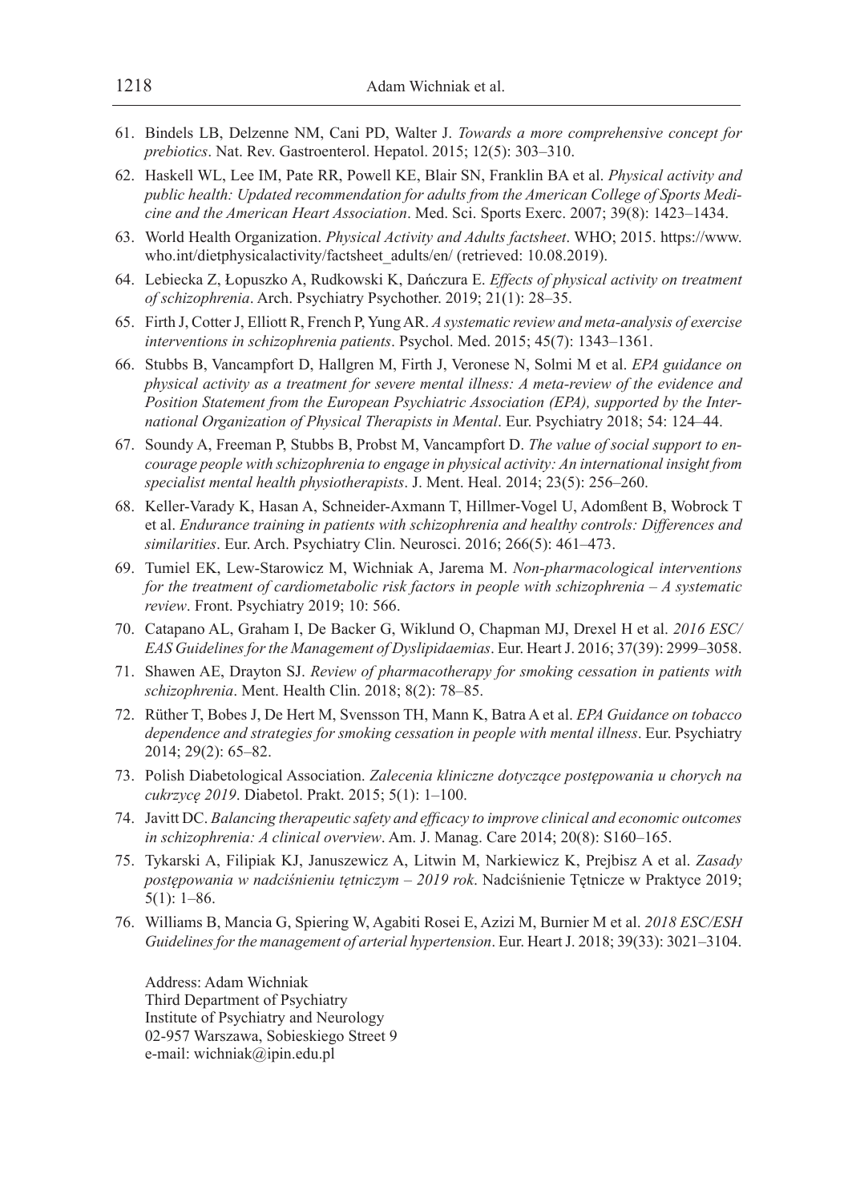61. Bindels LB, Delzenne NM, Cani PD, Walter J. *Towards a more comprehensive concept for prebiotics*. Nat. Rev. Gastroenterol. Hepatol. 2015; 12(5): 303–310.
62. Haskell WL, Lee IM, Pate RR, Powell KE, Blair SN, Franklin BA et al. *Physical activity and public health: Updated recommendation for adults from the American College of Sports Medicine and the American Heart Association*. Med. Sci. Sports Exerc. 2007; 39(8): 1423–1434.
63. World Health Organization. *Physical Activity and Adults factsheet*. WHO; 2015. https://www.who.int/dietphysicalactivity/factsheet_adults/en/ (retrieved: 10.08.2019).
64. Lebiecka Z, Łopuszko A, Rudkowski K, Dańczura E. *Effects of physical activity on treatment of schizophrenia*. Arch. Psychiatry Psychother. 2019; 21(1): 28–35.
65. Firth J, Cotter J, Elliott R, French P, Yung AR. *A systematic review and meta-analysis of exercise interventions in schizophrenia patients*. Psychol. Med. 2015; 45(7): 1343–1361.
66. Stubbs B, Vancampfort D, Hallgren M, Firth J, Veronese N, Solmi M et al. *EPA guidance on physical activity as a treatment for severe mental illness: A meta-review of the evidence and Position Statement from the European Psychiatric Association (EPA), supported by the International Organization of Physical Therapists in Mental*. Eur. Psychiatry 2018; 54: 124–44.
67. Soundy A, Freeman P, Stubbs B, Probst M, Vancampfort D. *The value of social support to encourage people with schizophrenia to engage in physical activity: An international insight from specialist mental health physiotherapists*. J. Ment. Heal. 2014; 23(5): 256–260.
68. Keller-Varady K, Hasan A, Schneider-Axmann T, Hillmer-Vogel U, Adomßent B, Wobrock T et al. *Endurance training in patients with schizophrenia and healthy controls: Differences and similarities*. Eur. Arch. Psychiatry Clin. Neurosci. 2016; 266(5): 461–473.
69. Tumiel EK, Lew-Starowicz M, Wichniak A, Jarema M. *Non-pharmacological interventions for the treatment of cardiometabolic risk factors in people with schizophrenia – A systematic review*. Front. Psychiatry 2019; 10: 566.
70. Catapano AL, Graham I, De Backer G, Wiklund O, Chapman MJ, Drexel H et al. *2016 ESC/EAS Guidelines for the Management of Dyslipidaemias*. Eur. Heart J. 2016; 37(39): 2999–3058.
71. Shawen AE, Drayton SJ. *Review of pharmacotherapy for smoking cessation in patients with schizophrenia*. Ment. Health Clin. 2018; 8(2): 78–85.
72. Rüther T, Bobes J, De Hert M, Svensson TH, Mann K, Batra A et al. *EPA Guidance on tobacco dependence and strategies for smoking cessation in people with mental illness*. Eur. Psychiatry 2014; 29(2): 65–82.
73. Polish Diabetological Association. *Zalecenia kliniczne dotyczące postępowania u chorych na cukrzycę 2019*. Diabetol. Prakt. 2015; 5(1): 1–100.
74. Javitt DC. *Balancing therapeutic safety and efficacy to improve clinical and economic outcomes in schizophrenia: A clinical overview*. Am. J. Manag. Care 2014; 20(8): S160–165.
75. Tykarski A, Filipiak KJ, Januszewicz A, Litwin M, Narkiewicz K, Prejbisz A et al. *Zasady postępowania w nadciśnieniu tętniczym – 2019 rok*. Nadciśnienie Tętnicze w Praktyce 2019; 5(1): 1–86.
76. Williams B, Mancia G, Spiering W, Agabiti Rosei E, Azizi M, Burnier M et al. *2018 ESC/ESH Guidelines for the management of arterial hypertension*. Eur. Heart J. 2018; 39(33): 3021–3104.

Address: Adam Wichniak
Third Department of Psychiatry
Institute of Psychiatry and Neurology
02-957 Warszawa, Sobieskiego Street 9
e-mail: wichniak@ipin.edu.pl